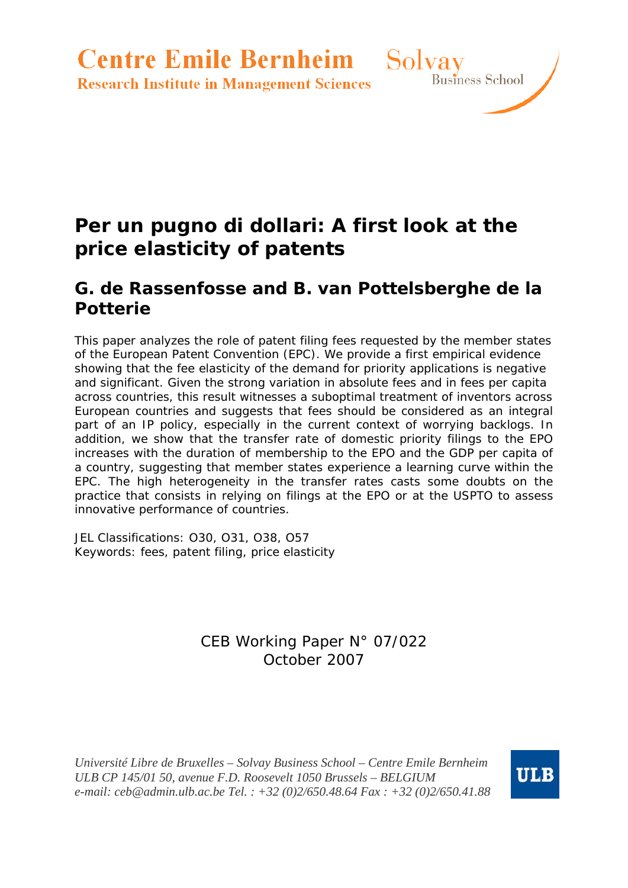Centre Emile Bernheim
Research Institute in Management Sciences

Solvay Business School

# Per un pugno di dollari: A first look at the price elasticity of patents

## G. de Rassenfosse and B. van Pottelsberghe de la Potterie

This paper analyzes the role of patent filing fees requested by the member states of the European Patent Convention (EPC). We provide a first empirical evidence showing that the fee elasticity of the demand for priority applications is negative and significant. Given the strong variation in absolute fees and in fees per capita across countries, this result witnesses a suboptimal treatment of inventors across European countries and suggests that fees should be considered as an integral part of an IP policy, especially in the current context of worrying backlogs. In addition, we show that the transfer rate of domestic priority filings to the EPO increases with the duration of membership to the EPO and the GDP per capita of a country, suggesting that member states experience a learning curve within the EPC. The high heterogeneity in the transfer rates casts some doubts on the practice that consists in relying on filings at the EPO or at the USPTO to assess innovative performance of countries.

JEL Classifications: O30, O31, O38, O57
Keywords: fees, patent filing, price elasticity

CEB Working Paper N° 07/022
October 2007

*Université Libre de Bruxelles – Solvay Business School – Centre Emile Bernheim*
*ULB CP 145/01 50, avenue F.D. Roosevelt 1050 Brussels – BELGIUM*
*e-mail: ceb@admin.ulb.ac.be Tel. : +32 (0)2/650.48.64 Fax : +32 (0)2/650.41.88*

ULB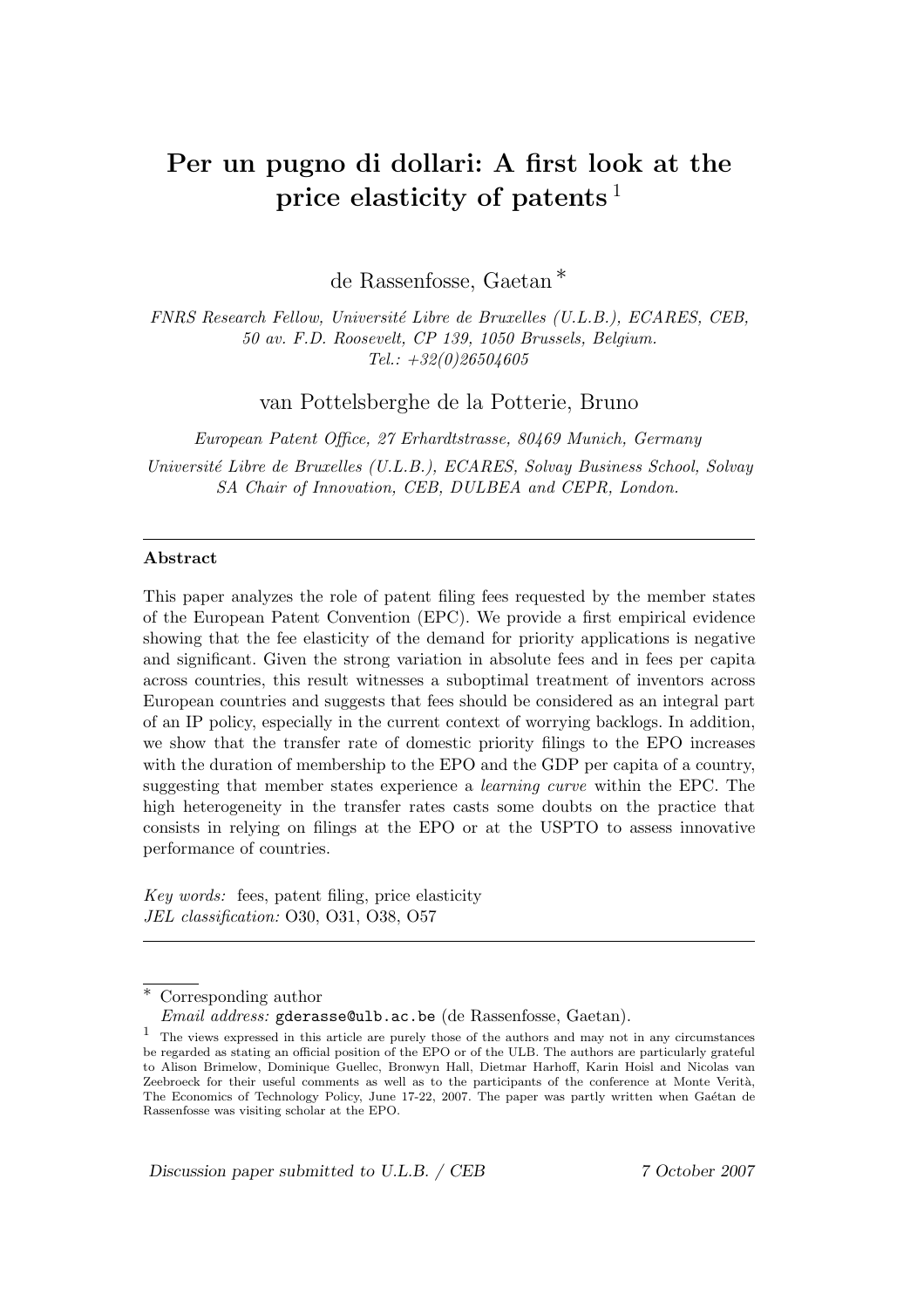# Per un pugno di dollari: A first look at the price elasticity of patents [1]

de Rassenfosse, Gaetan *

*FNRS Research Fellow, Université Libre de Bruxelles (U.L.B.), ECARES, CEB, 50 av. F.D. Roosevelt, CP 139, 1050 Brussels, Belgium. Tel.: +32(0)26504605*

van Pottelsberghe de la Potterie, Bruno

*European Patent Office, 27 Erhardtstrasse, 80469 Munich, Germany*

*Université Libre de Bruxelles (U.L.B.), ECARES, Solvay Business School, Solvay SA Chair of Innovation, CEB, DULBEA and CEPR, London.*

---

**Abstract**

This paper analyzes the role of patent filing fees requested by the member states of the European Patent Convention (EPC). We provide a first empirical evidence showing that the fee elasticity of the demand for priority applications is negative and significant. Given the strong variation in absolute fees and in fees per capita across countries, this result witnesses a suboptimal treatment of inventors across European countries and suggests that fees should be considered as an integral part of an IP policy, especially in the current context of worrying backlogs. In addition, we show that the transfer rate of domestic priority filings to the EPO increases with the duration of membership to the EPO and the GDP per capita of a country, suggesting that member states experience a *learning curve* within the EPC. The high heterogeneity in the transfer rates casts some doubts on the practice that consists in relying on filings at the EPO or at the USPTO to assess innovative performance of countries.

*Key words:* fees, patent filing, price elasticity
*JEL classification:* O30, O31, O38, O57

---

\* Corresponding author
*Email address:* gderasse@ulb.ac.be (de Rassenfosse, Gaetan).

[1] The views expressed in this article are purely those of the authors and may not in any circumstances be regarded as stating an official position of the EPO or of the ULB. The authors are particularly grateful to Alison Brimelow, Dominique Guellec, Bronwyn Hall, Dietmar Harhoff, Karin Hoisl and Nicolas van Zeebroeck for their useful comments as well as to the participants of the conference at Monte Verità, The Economics of Technology Policy, June 17-22, 2007. The paper was partly written when Gaétan de Rassenfosse was visiting scholar at the EPO.

*Discussion paper submitted to U.L.B. / CEB* 7 October 2007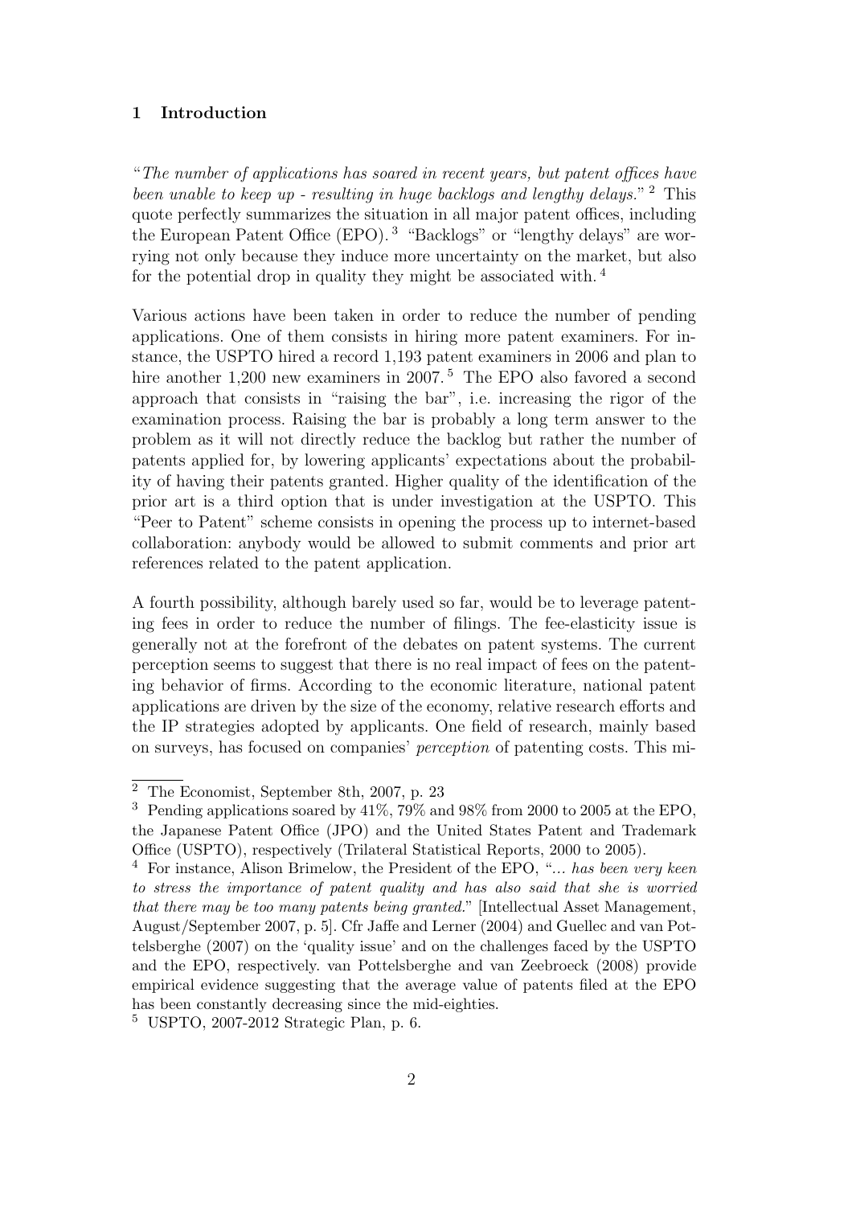## 1 Introduction

"*The number of applications has soared in recent years, but patent offices have been unable to keep up - resulting in huge backlogs and lengthy delays.*" [2] This quote perfectly summarizes the situation in all major patent offices, including the European Patent Office (EPO). [3] "Backlogs" or "lengthy delays" are worrying not only because they induce more uncertainty on the market, but also for the potential drop in quality they might be associated with. [4]

Various actions have been taken in order to reduce the number of pending applications. One of them consists in hiring more patent examiners. For instance, the USPTO hired a record 1,193 patent examiners in 2006 and plan to hire another 1,200 new examiners in 2007. [5] The EPO also favored a second approach that consists in "raising the bar", i.e. increasing the rigor of the examination process. Raising the bar is probably a long term answer to the problem as it will not directly reduce the backlog but rather the number of patents applied for, by lowering applicants' expectations about the probability of having their patents granted. Higher quality of the identification of the prior art is a third option that is under investigation at the USPTO. This "Peer to Patent" scheme consists in opening the process up to internet-based collaboration: anybody would be allowed to submit comments and prior art references related to the patent application.

A fourth possibility, although barely used so far, would be to leverage patenting fees in order to reduce the number of filings. The fee-elasticity issue is generally not at the forefront of the debates on patent systems. The current perception seems to suggest that there is no real impact of fees on the patenting behavior of firms. According to the economic literature, national patent applications are driven by the size of the economy, relative research efforts and the IP strategies adopted by applicants. One field of research, mainly based on surveys, has focused on companies' *perception* of patenting costs. This mi-

---

[2] The Economist, September 8th, 2007, p. 23

[3] Pending applications soared by 41%, 79% and 98% from 2000 to 2005 at the EPO, the Japanese Patent Office (JPO) and the United States Patent and Trademark Office (USPTO), respectively (Trilateral Statistical Reports, 2000 to 2005).

[4] For instance, Alison Brimelow, the President of the EPO, "*... has been very keen to stress the importance of patent quality and has also said that she is worried that there may be too many patents being granted.*" [Intellectual Asset Management, August/September 2007, p. 5]. Cfr Jaffe and Lerner (2004) and Guellec and van Pottelsberghe (2007) on the 'quality issue' and on the challenges faced by the USPTO and the EPO, respectively. van Pottelsberghe and van Zeebroeck (2008) provide empirical evidence suggesting that the average value of patents filed at the EPO has been constantly decreasing since the mid-eighties.

[5] USPTO, 2007-2012 Strategic Plan, p. 6.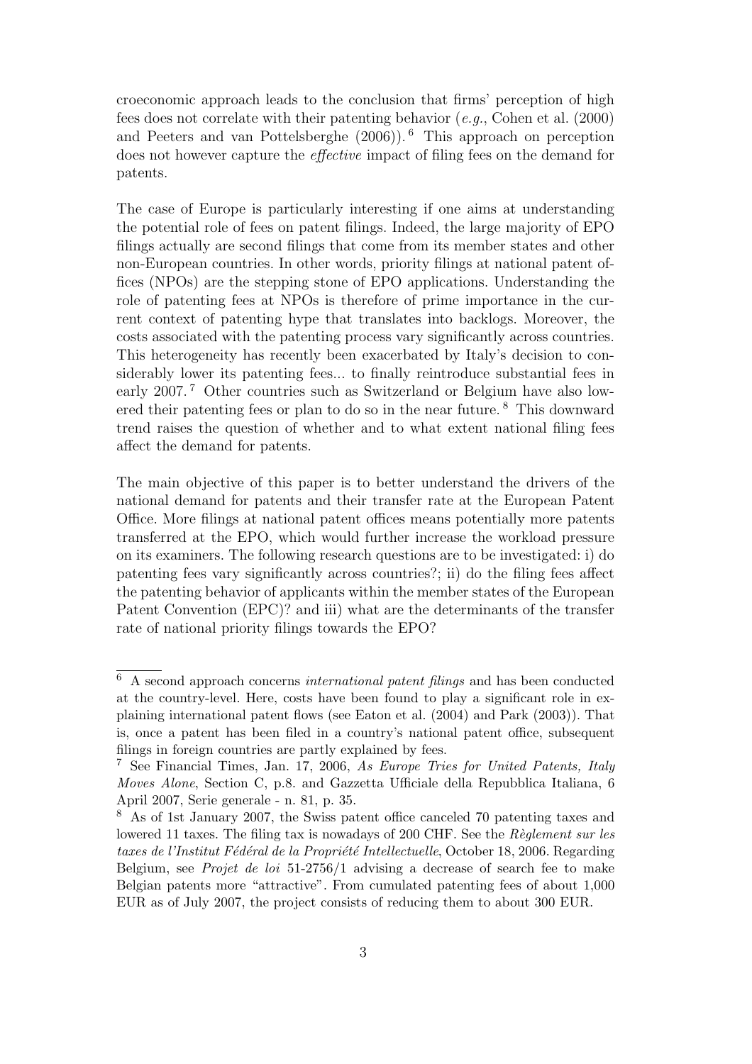croeconomic approach leads to the conclusion that firms' perception of high fees does not correlate with their patenting behavior (*e.g.*, Cohen et al. (2000) and Peeters and van Pottelsberghe (2006)).[6] This approach on perception does not however capture the *effective* impact of filing fees on the demand for patents.

The case of Europe is particularly interesting if one aims at understanding the potential role of fees on patent filings. Indeed, the large majority of EPO filings actually are second filings that come from its member states and other non-European countries. In other words, priority filings at national patent offices (NPOs) are the stepping stone of EPO applications. Understanding the role of patenting fees at NPOs is therefore of prime importance in the current context of patenting hype that translates into backlogs. Moreover, the costs associated with the patenting process vary significantly across countries. This heterogeneity has recently been exacerbated by Italy's decision to considerably lower its patenting fees... to finally reintroduce substantial fees in early 2007.[7] Other countries such as Switzerland or Belgium have also lowered their patenting fees or plan to do so in the near future.[8] This downward trend raises the question of whether and to what extent national filing fees affect the demand for patents.

The main objective of this paper is to better understand the drivers of the national demand for patents and their transfer rate at the European Patent Office. More filings at national patent offices means potentially more patents transferred at the EPO, which would further increase the workload pressure on its examiners. The following research questions are to be investigated: i) do patenting fees vary significantly across countries?; ii) do the filing fees affect the patenting behavior of applicants within the member states of the European Patent Convention (EPC)? and iii) what are the determinants of the transfer rate of national priority filings towards the EPO?

---

[6] A second approach concerns *international patent filings* and has been conducted at the country-level. Here, costs have been found to play a significant role in explaining international patent flows (see Eaton et al. (2004) and Park (2003)). That is, once a patent has been filed in a country's national patent office, subsequent filings in foreign countries are partly explained by fees.

[7] See Financial Times, Jan. 17, 2006, *As Europe Tries for United Patents, Italy Moves Alone*, Section C, p.8. and Gazzetta Ufficiale della Repubblica Italiana, 6 April 2007, Serie generale - n. 81, p. 35.

[8] As of 1st January 2007, the Swiss patent office canceled 70 patenting taxes and lowered 11 taxes. The filing tax is nowadays of 200 CHF. See the *Règlement sur les taxes de l'Institut Fédéral de la Propriété Intellectuelle*, October 18, 2006. Regarding Belgium, see *Projet de loi* 51-2756/1 advising a decrease of search fee to make Belgian patents more "attractive". From cumulated patenting fees of about 1,000 EUR as of July 2007, the project consists of reducing them to about 300 EUR.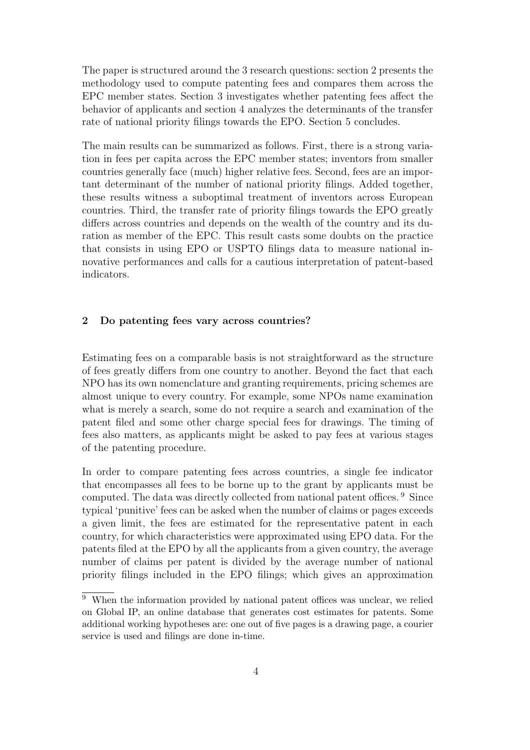The paper is structured around the 3 research questions: section 2 presents the methodology used to compute patenting fees and compares them across the EPC member states. Section 3 investigates whether patenting fees affect the behavior of applicants and section 4 analyzes the determinants of the transfer rate of national priority filings towards the EPO. Section 5 concludes.

The main results can be summarized as follows. First, there is a strong variation in fees per capita across the EPC member states; inventors from smaller countries generally face (much) higher relative fees. Second, fees are an important determinant of the number of national priority filings. Added together, these results witness a suboptimal treatment of inventors across European countries. Third, the transfer rate of priority filings towards the EPO greatly differs across countries and depends on the wealth of the country and its duration as member of the EPC. This result casts some doubts on the practice that consists in using EPO or USPTO filings data to measure national innovative performances and calls for a cautious interpretation of patent-based indicators.

## 2 Do patenting fees vary across countries?

Estimating fees on a comparable basis is not straightforward as the structure of fees greatly differs from one country to another. Beyond the fact that each NPO has its own nomenclature and granting requirements, pricing schemes are almost unique to every country. For example, some NPOs name examination what is merely a search, some do not require a search and examination of the patent filed and some other charge special fees for drawings. The timing of fees also matters, as applicants might be asked to pay fees at various stages of the patenting procedure.

In order to compare patenting fees across countries, a single fee indicator that encompasses all fees to be borne up to the grant by applicants must be computed. The data was directly collected from national patent offices. [9] Since typical 'punitive' fees can be asked when the number of claims or pages exceeds a given limit, the fees are estimated for the representative patent in each country, for which characteristics were approximated using EPO data. For the patents filed at the EPO by all the applicants from a given country, the average number of claims per patent is divided by the average number of national priority filings included in the EPO filings; which gives an approximation

[9] When the information provided by national patent offices was unclear, we relied on Global IP, an online database that generates cost estimates for patents. Some additional working hypotheses are: one out of five pages is a drawing page, a courier service is used and filings are done in-time.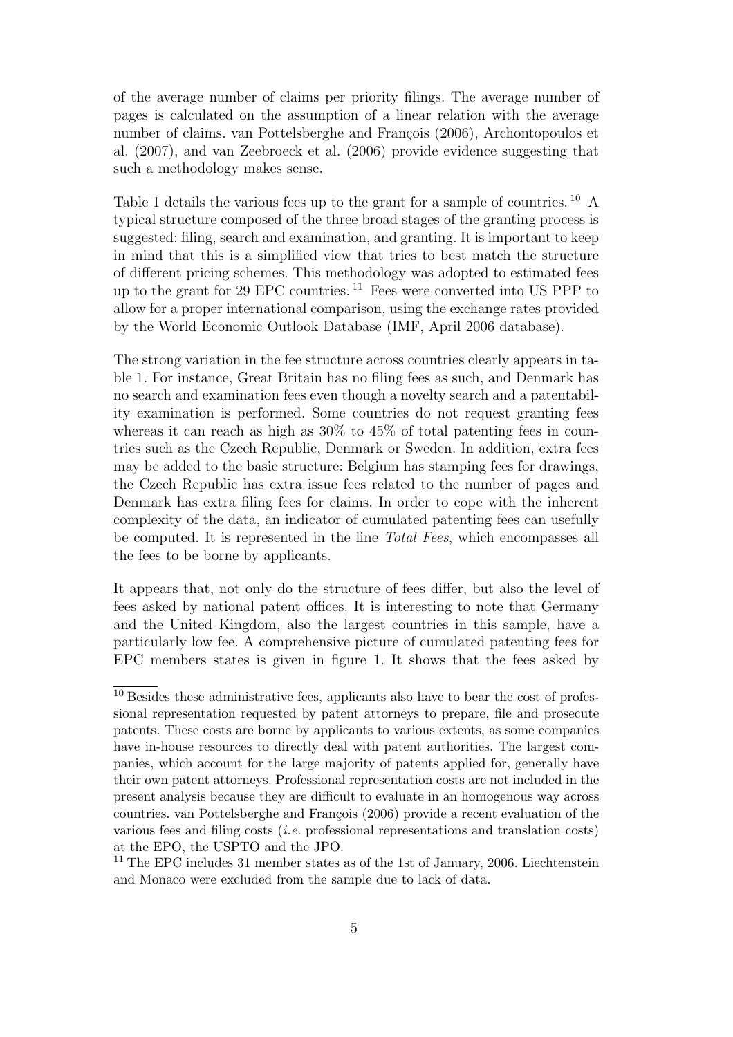of the average number of claims per priority filings. The average number of pages is calculated on the assumption of a linear relation with the average number of claims. van Pottelsberghe and François (2006), Archontopoulos et al. (2007), and van Zeebroeck et al. (2006) provide evidence suggesting that such a methodology makes sense.

Table 1 details the various fees up to the grant for a sample of countries. [10] A typical structure composed of the three broad stages of the granting process is suggested: filing, search and examination, and granting. It is important to keep in mind that this is a simplified view that tries to best match the structure of different pricing schemes. This methodology was adopted to estimated fees up to the grant for 29 EPC countries. [11] Fees were converted into US PPP to allow for a proper international comparison, using the exchange rates provided by the World Economic Outlook Database (IMF, April 2006 database).

The strong variation in the fee structure across countries clearly appears in table 1. For instance, Great Britain has no filing fees as such, and Denmark has no search and examination fees even though a novelty search and a patentability examination is performed. Some countries do not request granting fees whereas it can reach as high as 30% to 45% of total patenting fees in countries such as the Czech Republic, Denmark or Sweden. In addition, extra fees may be added to the basic structure: Belgium has stamping fees for drawings, the Czech Republic has extra issue fees related to the number of pages and Denmark has extra filing fees for claims. In order to cope with the inherent complexity of the data, an indicator of cumulated patenting fees can usefully be computed. It is represented in the line *Total Fees*, which encompasses all the fees to be borne by applicants.

It appears that, not only do the structure of fees differ, but also the level of fees asked by national patent offices. It is interesting to note that Germany and the United Kingdom, also the largest countries in this sample, have a particularly low fee. A comprehensive picture of cumulated patenting fees for EPC members states is given in figure 1. It shows that the fees asked by

[10] Besides these administrative fees, applicants also have to bear the cost of professional representation requested by patent attorneys to prepare, file and prosecute patents. These costs are borne by applicants to various extents, as some companies have in-house resources to directly deal with patent authorities. The largest companies, which account for the large majority of patents applied for, generally have their own patent attorneys. Professional representation costs are not included in the present analysis because they are difficult to evaluate in an homogenous way across countries. van Pottelsberghe and François (2006) provide a recent evaluation of the various fees and filing costs (*i.e.* professional representations and translation costs) at the EPO, the USPTO and the JPO.

[11] The EPC includes 31 member states as of the 1st of January, 2006. Liechtenstein and Monaco were excluded from the sample due to lack of data.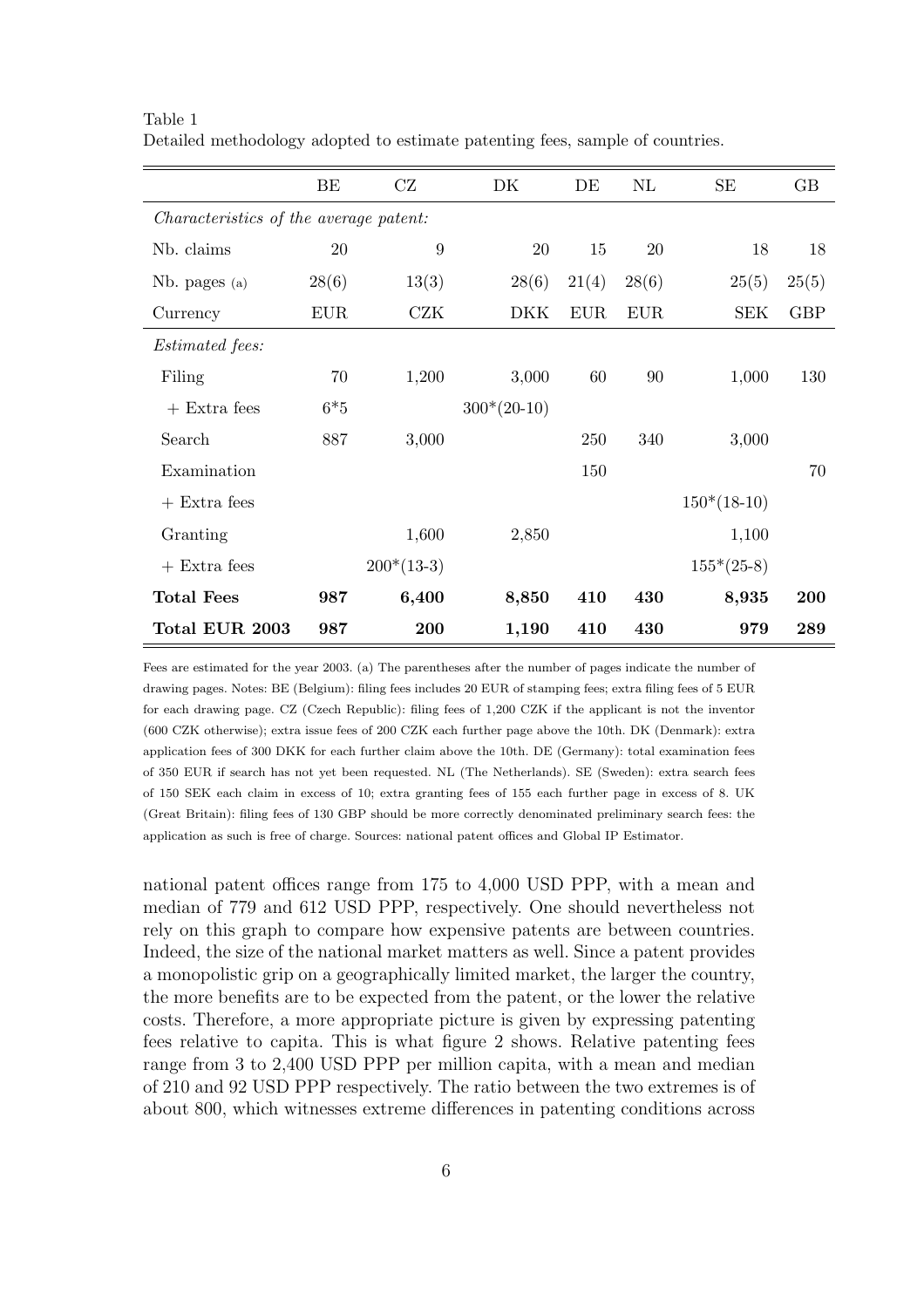Table 1
Detailed methodology adopted to estimate patenting fees, sample of countries.

| | BE | CZ | DK | DE | NL | SE | GB |
|---|---|---|---|---|---|---|---|
| *Characteristics of the average patent:* | | | | | | | |
| Nb. claims | 20 | 9 | 20 | 15 | 20 | 18 | 18 |
| Nb. pages (a) | 28(6) | 13(3) | 28(6) | 21(4) | 28(6) | 25(5) | 25(5) |
| Currency | EUR | CZK | DKK | EUR | EUR | SEK | GBP |
| *Estimated fees:* | | | | | | | |
| Filing | 70 | 1,200 | 3,000 | 60 | 90 | 1,000 | 130 |
| + Extra fees | 6*5 | | 300*(20-10) | | | | |
| Search | 887 | 3,000 | | 250 | 340 | 3,000 | |
| Examination | | | | 150 | | | 70 |
| + Extra fees | | | | | | 150*(18-10) | |
| Granting | | 1,600 | 2,850 | | | 1,100 | |
| + Extra fees | | 200*(13-3) | | | | 155*(25-8) | |
| **Total Fees** | **987** | **6,400** | **8,850** | **410** | **430** | **8,935** | **200** |
| **Total EUR 2003** | **987** | **200** | **1,190** | **410** | **430** | **979** | **289** |

Fees are estimated for the year 2003. (a) The parentheses after the number of pages indicate the number of drawing pages. Notes: BE (Belgium): filing fees includes 20 EUR of stamping fees; extra filing fees of 5 EUR for each drawing page. CZ (Czech Republic): filing fees of 1,200 CZK if the applicant is not the inventor (600 CZK otherwise); extra issue fees of 200 CZK each further page above the 10th. DK (Denmark): extra application fees of 300 DKK for each further claim above the 10th. DE (Germany): total examination fees of 350 EUR if search has not yet been requested. NL (The Netherlands). SE (Sweden): extra search fees of 150 SEK each claim in excess of 10; extra granting fees of 155 each further page in excess of 8. UK (Great Britain): filing fees of 130 GBP should be more correctly denominated preliminary search fees: the application as such is free of charge. Sources: national patent offices and Global IP Estimator.

national patent offices range from 175 to 4,000 USD PPP, with a mean and median of 779 and 612 USD PPP, respectively. One should nevertheless not rely on this graph to compare how expensive patents are between countries. Indeed, the size of the national market matters as well. Since a patent provides a monopolistic grip on a geographically limited market, the larger the country, the more benefits are to be expected from the patent, or the lower the relative costs. Therefore, a more appropriate picture is given by expressing patenting fees relative to capita. This is what figure 2 shows. Relative patenting fees range from 3 to 2,400 USD PPP per million capita, with a mean and median of 210 and 92 USD PPP respectively. The ratio between the two extremes is of about 800, which witnesses extreme differences in patenting conditions across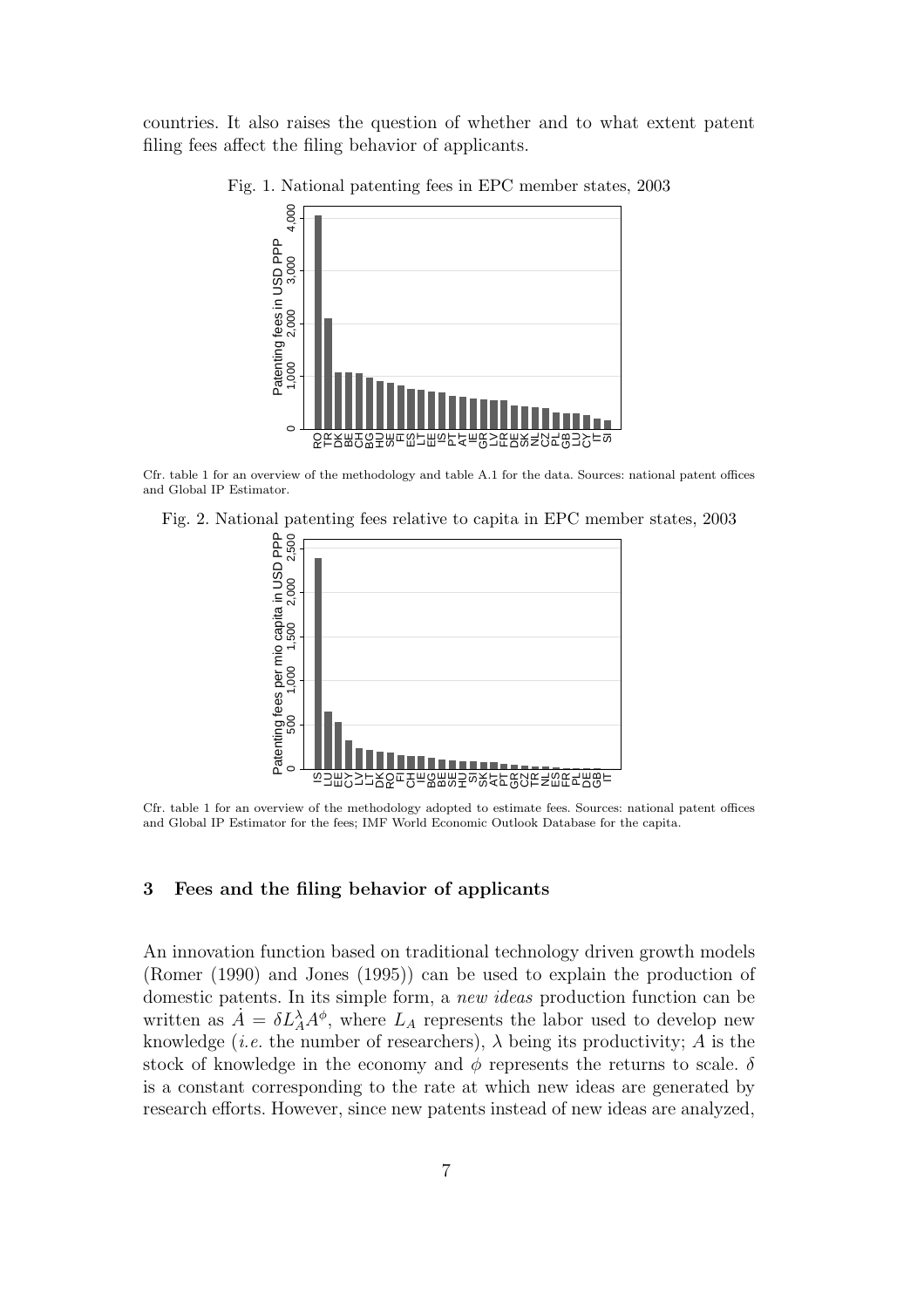countries. It also raises the question of whether and to what extent patent filing fees affect the filing behavior of applicants.

Fig. 1. National patenting fees in EPC member states, 2003

Cfr. table 1 for an overview of the methodology and table A.1 for the data. Sources: national patent offices and Global IP Estimator.

Fig. 2. National patenting fees relative to capita in EPC member states, 2003

Cfr. table 1 for an overview of the methodology adopted to estimate fees. Sources: national patent offices and Global IP Estimator for the fees; IMF World Economic Outlook Database for the capita.

## 3 Fees and the filing behavior of applicants

An innovation function based on traditional technology driven growth models (Romer (1990) and Jones (1995)) can be used to explain the production of domestic patents. In its simple form, a *new ideas* production function can be written as $\dot{A} = \delta L_A^{\lambda} A^{\phi}$, where $L_A$ represents the labor used to develop new knowledge (*i.e.* the number of researchers), $\lambda$ being its productivity; $A$ is the stock of knowledge in the economy and $\phi$ represents the returns to scale. $\delta$ is a constant corresponding to the rate at which new ideas are generated by research efforts. However, since new patents instead of new ideas are analyzed,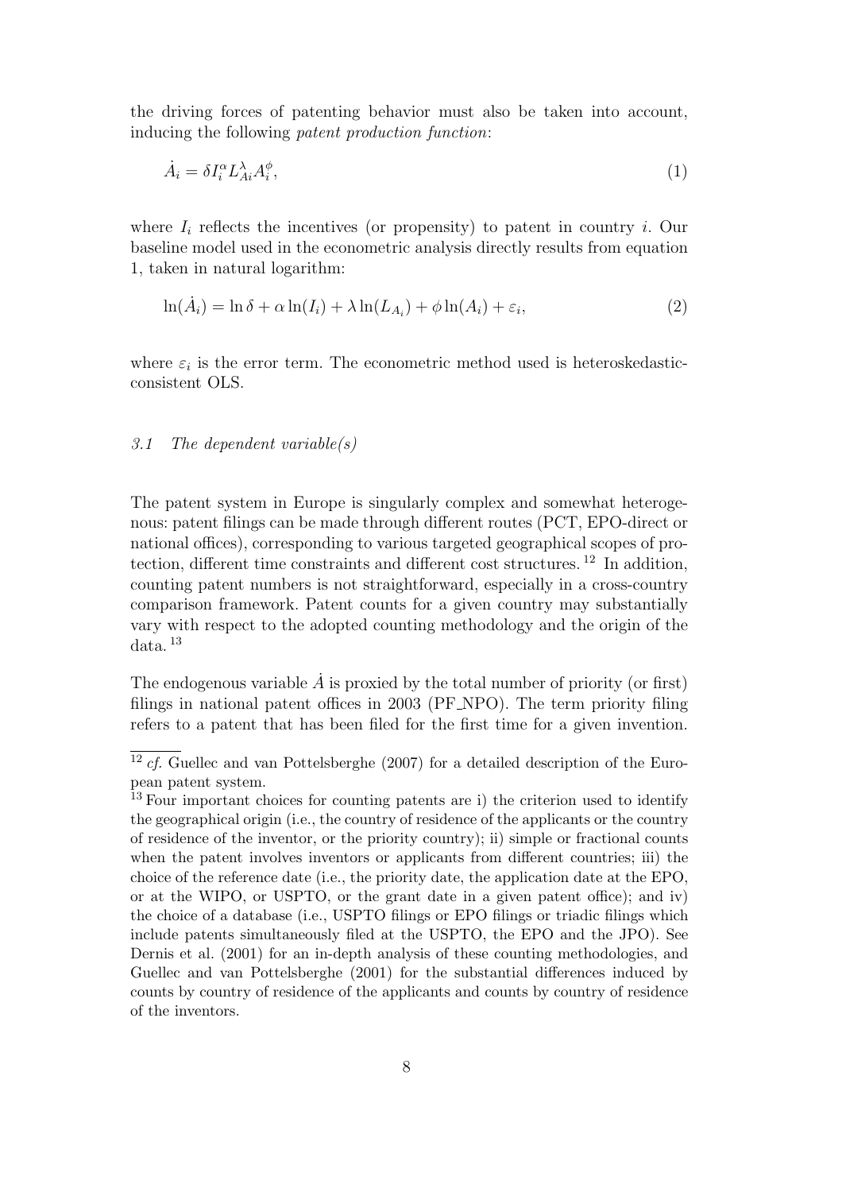the driving forces of patenting behavior must also be taken into account, inducing the following *patent production function*:

$$\dot{A}_i = \delta I_i^{\alpha} L_{Ai}^{\lambda} A_i^{\phi}, \tag{1}$$

where $I_i$ reflects the incentives (or propensity) to patent in country $i$. Our baseline model used in the econometric analysis directly results from equation 1, taken in natural logarithm:

$$\ln(\dot{A}_i) = \ln \delta + \alpha \ln(I_i) + \lambda \ln(L_{A_i}) + \phi \ln(A_i) + \varepsilon_i, \tag{2}$$

where $\varepsilon_i$ is the error term. The econometric method used is heteroskedastic-consistent OLS.

### *3.1 The dependent variable(s)*

The patent system in Europe is singularly complex and somewhat heterogenous: patent filings can be made through different routes (PCT, EPO-direct or national offices), corresponding to various targeted geographical scopes of protection, different time constraints and different cost structures.[12] In addition, counting patent numbers is not straightforward, especially in a cross-country comparison framework. Patent counts for a given country may substantially vary with respect to the adopted counting methodology and the origin of the data.[13]

The endogenous variable $\dot{A}$ is proxied by the total number of priority (or first) filings in national patent offices in 2003 (PF_NPO). The term priority filing refers to a patent that has been filed for the first time for a given invention.

---

[12] *cf.* Guellec and van Pottelsberghe (2007) for a detailed description of the European patent system.

[13] Four important choices for counting patents are i) the criterion used to identify the geographical origin (i.e., the country of residence of the applicants or the country of residence of the inventor, or the priority country); ii) simple or fractional counts when the patent involves inventors or applicants from different countries; iii) the choice of the reference date (i.e., the priority date, the application date at the EPO, or at the WIPO, or USPTO, or the grant date in a given patent office); and iv) the choice of a database (i.e., USPTO filings or EPO filings or triadic filings which include patents simultaneously filed at the USPTO, the EPO and the JPO). See Dernis et al. (2001) for an in-depth analysis of these counting methodologies, and Guellec and van Pottelsberghe (2001) for the substantial differences induced by counts by country of residence of the applicants and counts by country of residence of the inventors.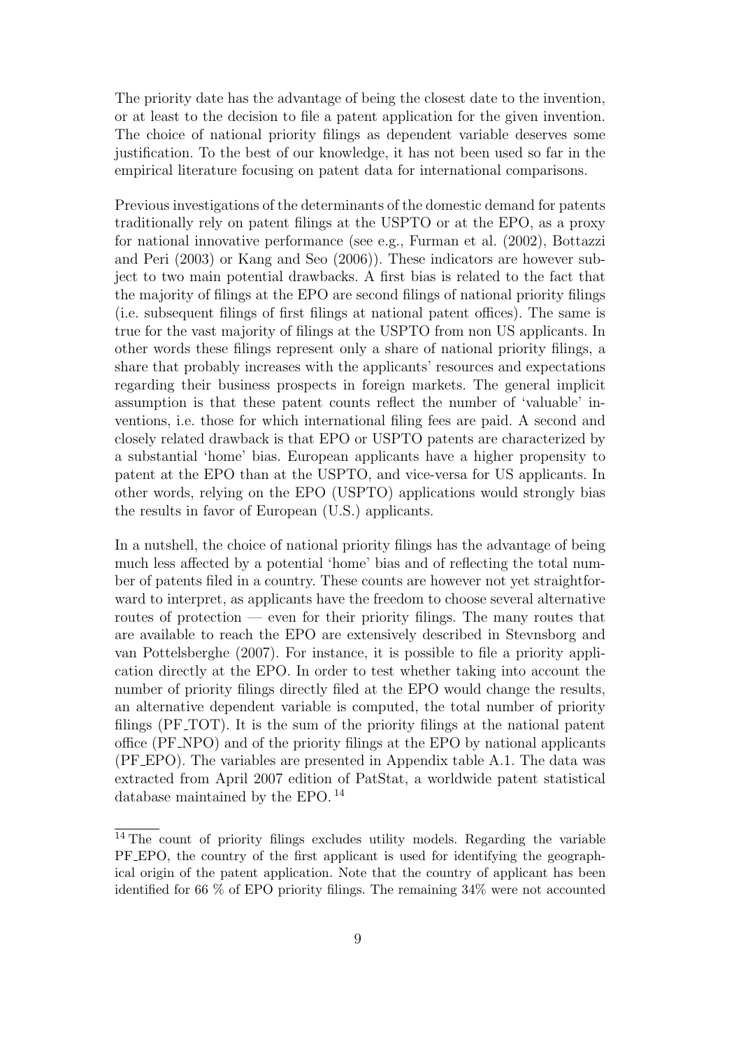The priority date has the advantage of being the closest date to the invention, or at least to the decision to file a patent application for the given invention. The choice of national priority filings as dependent variable deserves some justification. To the best of our knowledge, it has not been used so far in the empirical literature focusing on patent data for international comparisons.

Previous investigations of the determinants of the domestic demand for patents traditionally rely on patent filings at the USPTO or at the EPO, as a proxy for national innovative performance (see e.g., Furman et al. (2002), Bottazzi and Peri (2003) or Kang and Seo (2006)). These indicators are however subject to two main potential drawbacks. A first bias is related to the fact that the majority of filings at the EPO are second filings of national priority filings (i.e. subsequent filings of first filings at national patent offices). The same is true for the vast majority of filings at the USPTO from non US applicants. In other words these filings represent only a share of national priority filings, a share that probably increases with the applicants' resources and expectations regarding their business prospects in foreign markets. The general implicit assumption is that these patent counts reflect the number of 'valuable' inventions, i.e. those for which international filing fees are paid. A second and closely related drawback is that EPO or USPTO patents are characterized by a substantial 'home' bias. European applicants have a higher propensity to patent at the EPO than at the USPTO, and vice-versa for US applicants. In other words, relying on the EPO (USPTO) applications would strongly bias the results in favor of European (U.S.) applicants.

In a nutshell, the choice of national priority filings has the advantage of being much less affected by a potential 'home' bias and of reflecting the total number of patents filed in a country. These counts are however not yet straightforward to interpret, as applicants have the freedom to choose several alternative routes of protection — even for their priority filings. The many routes that are available to reach the EPO are extensively described in Stevnsborg and van Pottelsberghe (2007). For instance, it is possible to file a priority application directly at the EPO. In order to test whether taking into account the number of priority filings directly filed at the EPO would change the results, an alternative dependent variable is computed, the total number of priority filings (PF_TOT). It is the sum of the priority filings at the national patent office (PF_NPO) and of the priority filings at the EPO by national applicants (PF_EPO). The variables are presented in Appendix table A.1. The data was extracted from April 2007 edition of PatStat, a worldwide patent statistical database maintained by the EPO. [14]

[14] The count of priority filings excludes utility models. Regarding the variable PF_EPO, the country of the first applicant is used for identifying the geographical origin of the patent application. Note that the country of applicant has been identified for 66 % of EPO priority filings. The remaining 34% were not accounted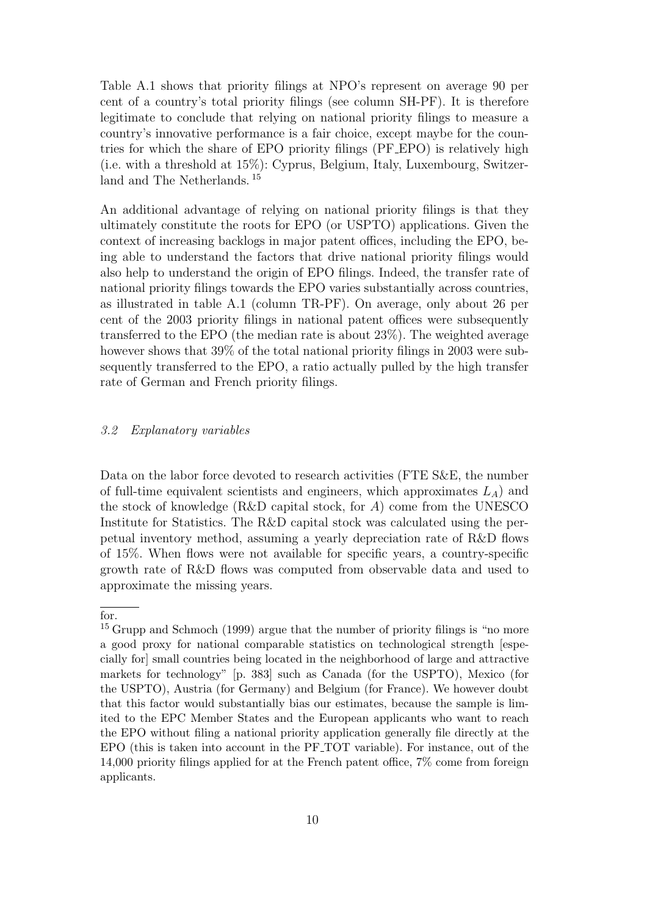Table A.1 shows that priority filings at NPO's represent on average 90 per cent of a country's total priority filings (see column SH-PF). It is therefore legitimate to conclude that relying on national priority filings to measure a country's innovative performance is a fair choice, except maybe for the countries for which the share of EPO priority filings (PF_EPO) is relatively high (i.e. with a threshold at 15%): Cyprus, Belgium, Italy, Luxembourg, Switzerland and The Netherlands. [15]

An additional advantage of relying on national priority filings is that they ultimately constitute the roots for EPO (or USPTO) applications. Given the context of increasing backlogs in major patent offices, including the EPO, being able to understand the factors that drive national priority filings would also help to understand the origin of EPO filings. Indeed, the transfer rate of national priority filings towards the EPO varies substantially across countries, as illustrated in table A.1 (column TR-PF). On average, only about 26 per cent of the 2003 priority filings in national patent offices were subsequently transferred to the EPO (the median rate is about 23%). The weighted average however shows that 39% of the total national priority filings in 2003 were subsequently transferred to the EPO, a ratio actually pulled by the high transfer rate of German and French priority filings.

### *3.2 Explanatory variables*

Data on the labor force devoted to research activities (FTE S&E, the number of full-time equivalent scientists and engineers, which approximates $L_A$) and the stock of knowledge (R&D capital stock, for $A$) come from the UNESCO Institute for Statistics. The R&D capital stock was calculated using the perpetual inventory method, assuming a yearly depreciation rate of R&D flows of 15%. When flows were not available for specific years, a country-specific growth rate of R&D flows was computed from observable data and used to approximate the missing years.

for.

[15] Grupp and Schmoch (1999) argue that the number of priority filings is "no more a good proxy for national comparable statistics on technological strength [especially for] small countries being located in the neighborhood of large and attractive markets for technology" [p. 383] such as Canada (for the USPTO), Mexico (for the USPTO), Austria (for Germany) and Belgium (for France). We however doubt that this factor would substantially bias our estimates, because the sample is limited to the EPC Member States and the European applicants who want to reach the EPO without filing a national priority application generally file directly at the EPO (this is taken into account in the PF_TOT variable). For instance, out of the 14,000 priority filings applied for at the French patent office, 7% come from foreign applicants.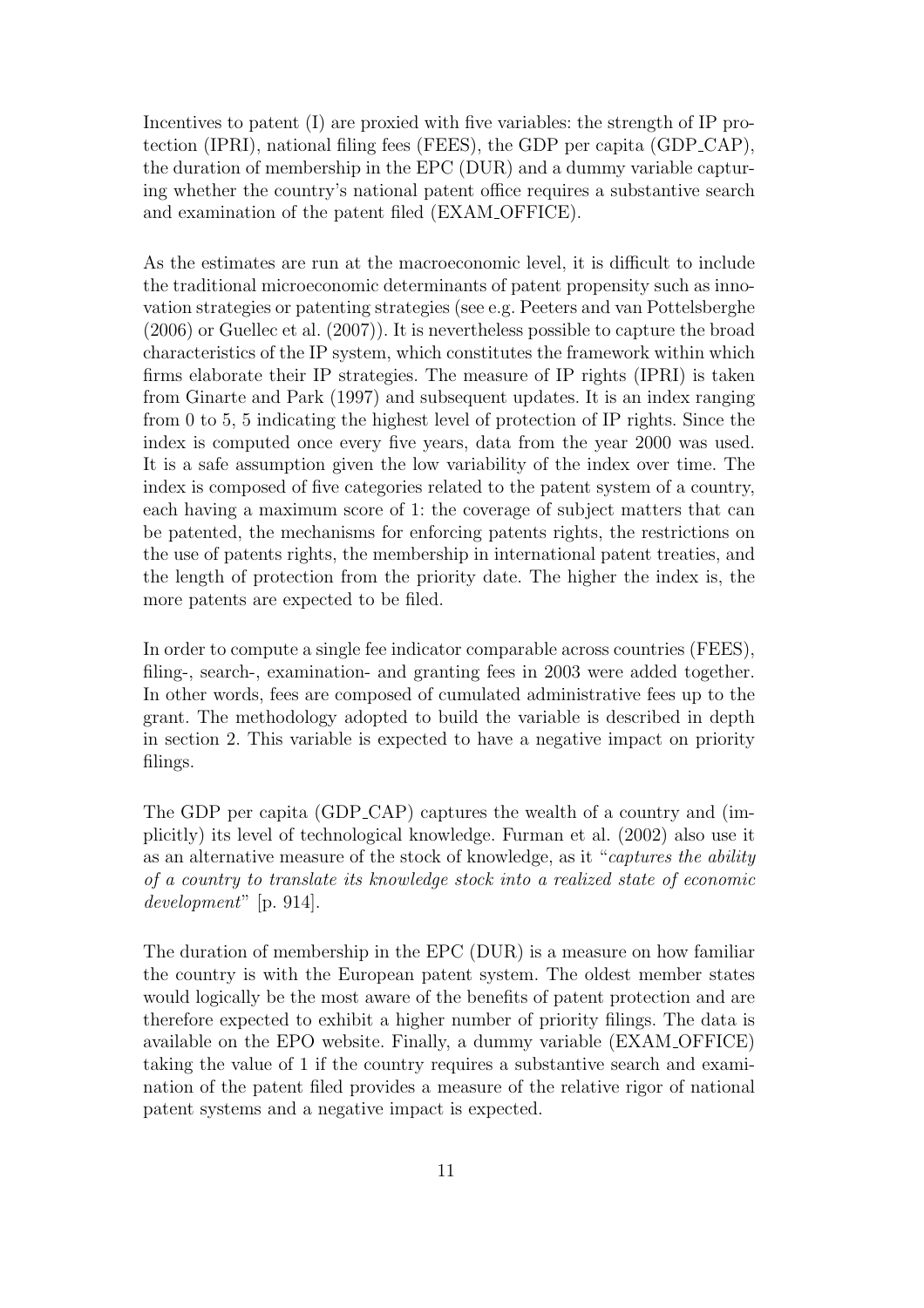Incentives to patent (I) are proxied with five variables: the strength of IP protection (IPRI), national filing fees (FEES), the GDP per capita (GDP_CAP), the duration of membership in the EPC (DUR) and a dummy variable capturing whether the country's national patent office requires a substantive search and examination of the patent filed (EXAM_OFFICE).

As the estimates are run at the macroeconomic level, it is difficult to include the traditional microeconomic determinants of patent propensity such as innovation strategies or patenting strategies (see e.g. Peeters and van Pottelsberghe (2006) or Guellec et al. (2007)). It is nevertheless possible to capture the broad characteristics of the IP system, which constitutes the framework within which firms elaborate their IP strategies. The measure of IP rights (IPRI) is taken from Ginarte and Park (1997) and subsequent updates. It is an index ranging from 0 to 5, 5 indicating the highest level of protection of IP rights. Since the index is computed once every five years, data from the year 2000 was used. It is a safe assumption given the low variability of the index over time. The index is composed of five categories related to the patent system of a country, each having a maximum score of 1: the coverage of subject matters that can be patented, the mechanisms for enforcing patents rights, the restrictions on the use of patents rights, the membership in international patent treaties, and the length of protection from the priority date. The higher the index is, the more patents are expected to be filed.

In order to compute a single fee indicator comparable across countries (FEES), filing-, search-, examination- and granting fees in 2003 were added together. In other words, fees are composed of cumulated administrative fees up to the grant. The methodology adopted to build the variable is described in depth in section 2. This variable is expected to have a negative impact on priority filings.

The GDP per capita (GDP_CAP) captures the wealth of a country and (implicitly) its level of technological knowledge. Furman et al. (2002) also use it as an alternative measure of the stock of knowledge, as it "*captures the ability of a country to translate its knowledge stock into a realized state of economic development*" [p. 914].

The duration of membership in the EPC (DUR) is a measure on how familiar the country is with the European patent system. The oldest member states would logically be the most aware of the benefits of patent protection and are therefore expected to exhibit a higher number of priority filings. The data is available on the EPO website. Finally, a dummy variable (EXAM_OFFICE) taking the value of 1 if the country requires a substantive search and examination of the patent filed provides a measure of the relative rigor of national patent systems and a negative impact is expected.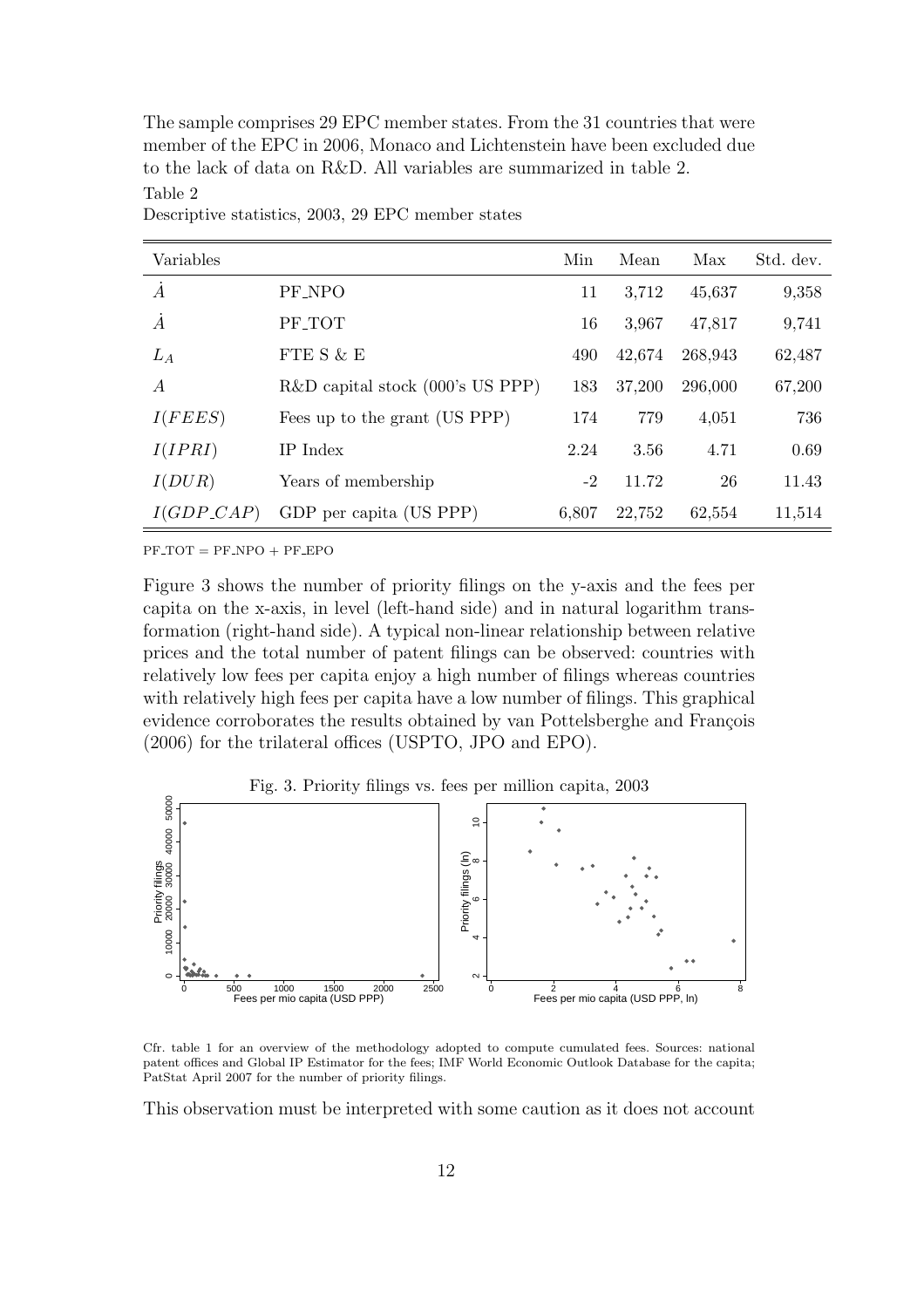The sample comprises 29 EPC member states. From the 31 countries that were member of the EPC in 2006, Monaco and Lichtenstein have been excluded due to the lack of data on R&D. All variables are summarized in table 2.

Table 2

Descriptive statistics, 2003, 29 EPC member states

| Variables | | Min | Mean | Max | Std. dev. |
|---|---|---|---|---|---|
| $\dot{A}$ | PF_NPO | 11 | 3,712 | 45,637 | 9,358 |
| $\dot{A}$ | PF_TOT | 16 | 3,967 | 47,817 | 9,741 |
| $L_A$ | FTE S & E | 490 | 42,674 | 268,943 | 62,487 |
| $A$ | R&D capital stock (000's US PPP) | 183 | 37,200 | 296,000 | 67,200 |
| $I(FEES)$ | Fees up to the grant (US PPP) | 174 | 779 | 4,051 | 736 |
| $I(IPRI)$ | IP Index | 2.24 | 3.56 | 4.71 | 0.69 |
| $I(DUR)$ | Years of membership | -2 | 11.72 | 26 | 11.43 |
| $I(GDP\_CAP)$ | GDP per capita (US PPP) | 6,807 | 22,752 | 62,554 | 11,514 |

PF_TOT = PF_NPO + PF_EPO

Figure 3 shows the number of priority filings on the y-axis and the fees per capita on the x-axis, in level (left-hand side) and in natural logarithm transformation (right-hand side). A typical non-linear relationship between relative prices and the total number of patent filings can be observed: countries with relatively low fees per capita enjoy a high number of filings whereas countries with relatively high fees per capita have a low number of filings. This graphical evidence corroborates the results obtained by van Pottelsberghe and François (2006) for the trilateral offices (USPTO, JPO and EPO).

Fig. 3. Priority filings vs. fees per million capita, 2003

Cfr. table 1 for an overview of the methodology adopted to compute cumulated fees. Sources: national patent offices and Global IP Estimator for the fees; IMF World Economic Outlook Database for the capita; PatStat April 2007 for the number of priority filings.

This observation must be interpreted with some caution as it does not account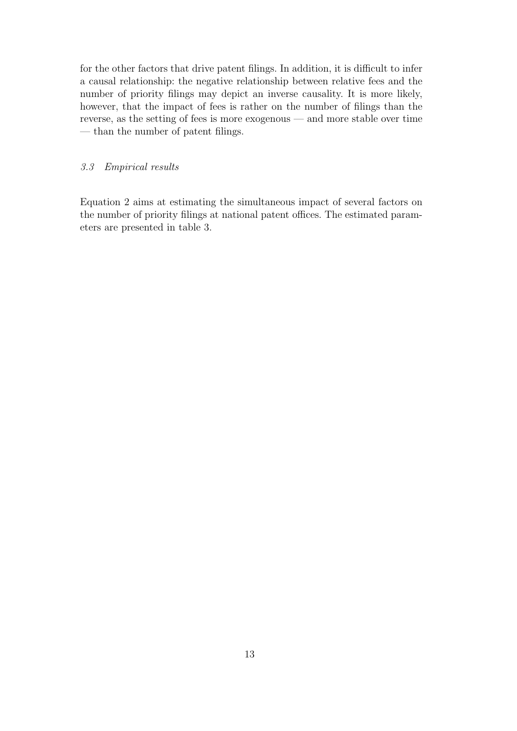for the other factors that drive patent filings. In addition, it is difficult to infer a causal relationship: the negative relationship between relative fees and the number of priority filings may depict an inverse causality. It is more likely, however, that the impact of fees is rather on the number of filings than the reverse, as the setting of fees is more exogenous — and more stable over time — than the number of patent filings.

### *3.3 Empirical results*

Equation 2 aims at estimating the simultaneous impact of several factors on the number of priority filings at national patent offices. The estimated parameters are presented in table 3.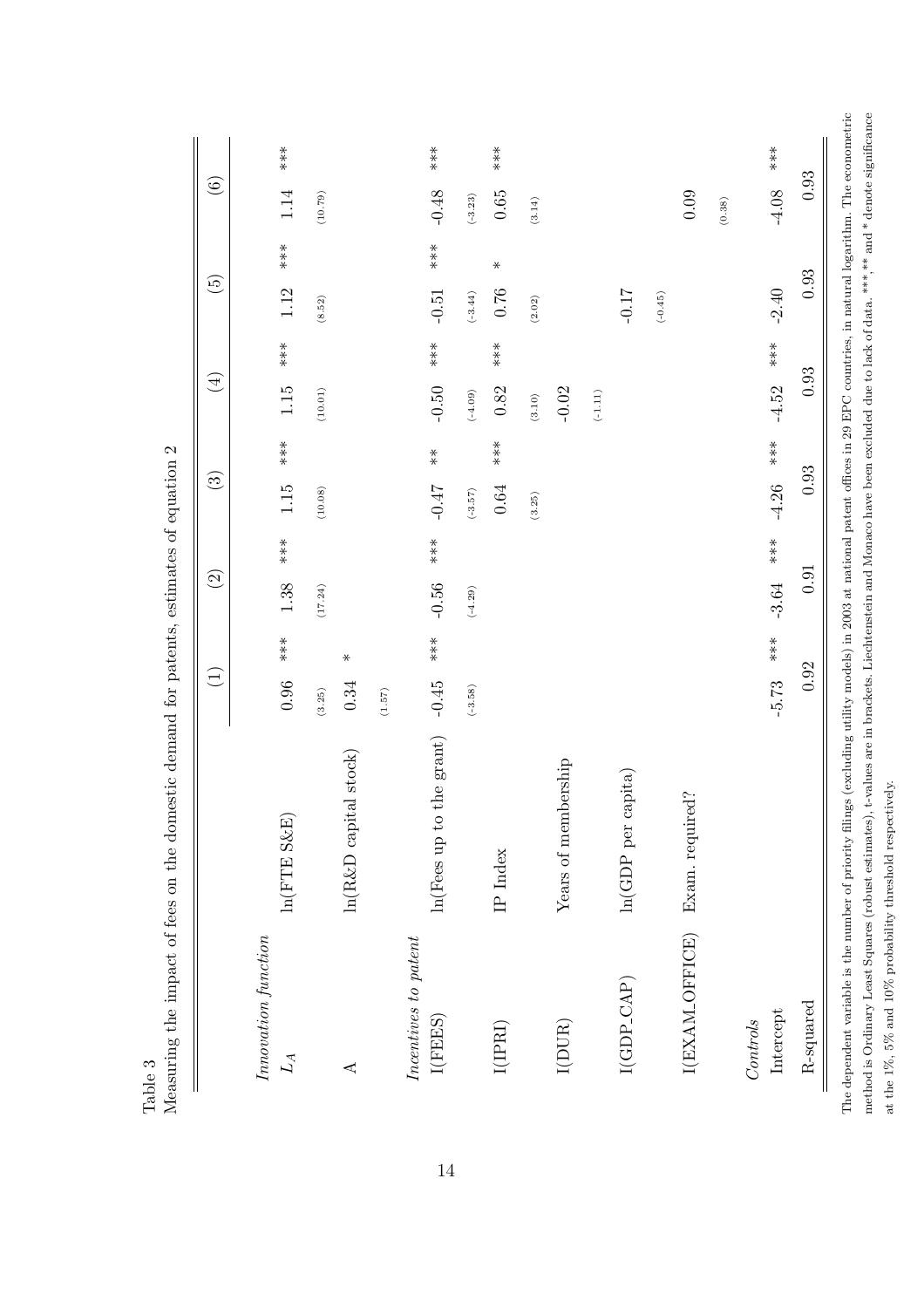Table 3

Measuring the impact of fees on the domestic demand for patents, estimates of equation 2

| | | (1) | (2) | (3) | (4) | (5) | (6) |
|---|---|---|---|---|---|---|---|
| *Innovation function* | | | | | | | |
| $L_A$ | ln(FTE S&E) | 0.96 *** | 1.38 *** | 1.15 *** | 1.15 *** | 1.12 *** | 1.14 *** |
| | | (3.25) | (17.24) | (10.08) | (10.01) | (8.52) | (10.79) |
| A | ln(R&D capital stock) | 0.34 * | | | | | |
| | | (1.57) | | | | | |
| *Incentives to patent* | | | | | | | |
| I(FEES) | ln(Fees up to the grant) | -0.45 *** | -0.56 *** | -0.47 ** | -0.50 *** | -0.51 *** | -0.48 *** |
| | | (-3.58) | (-4.29) | (-3.57) | (-4.09) | (-3.44) | (-3.23) |
| I(IPRI) | IP Index | | | 0.64 *** | 0.82 *** | 0.76 * | 0.65 *** |
| | | | | (3.25) | (3.10) | (2.02) | (3.14) |
| I(DUR) | Years of membership | | | | -0.02 | | |
| | | | | | (-1.11) | | |
| I(GDP_CAP) | ln(GDP per capita) | | | | | -0.17 | |
| | | | | | | (-0.45) | |
| I(EXAM_OFFICE) | Exam. required? | | | | | | 0.09 |
| | | | | | | | (0.38) |
| *Controls* | | | | | | | |
| Intercept | | -5.73 *** | -3.64 *** | -4.26 *** | -4.52 *** | -2.40 | -4.08 *** |
| R-squared | | 0.92 | 0.91 | 0.93 | 0.93 | 0.93 | 0.93 |

The dependent variable is the number of priority filings (excluding utility models) in 2003 at national patent offices in 29 EPC countries, in natural logarithm. The econometric method is Ordinary Least Squares (robust estimates), t-values are in brackets. Liechtenstein and Monaco have been excluded due to lack of data. ***,** and * denote significance at the 1%, 5% and 10% probability threshold respectively.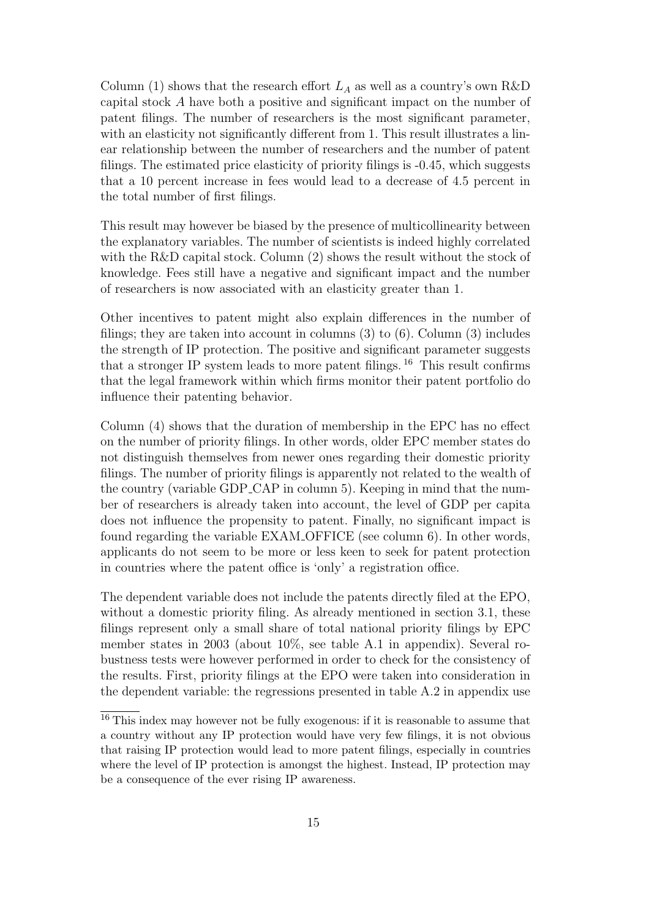Column (1) shows that the research effort $L_A$ as well as a country's own R&D capital stock $A$ have both a positive and significant impact on the number of patent filings. The number of researchers is the most significant parameter, with an elasticity not significantly different from 1. This result illustrates a linear relationship between the number of researchers and the number of patent filings. The estimated price elasticity of priority filings is -0.45, which suggests that a 10 percent increase in fees would lead to a decrease of 4.5 percent in the total number of first filings.

This result may however be biased by the presence of multicollinearity between the explanatory variables. The number of scientists is indeed highly correlated with the R&D capital stock. Column (2) shows the result without the stock of knowledge. Fees still have a negative and significant impact and the number of researchers is now associated with an elasticity greater than 1.

Other incentives to patent might also explain differences in the number of filings; they are taken into account in columns (3) to (6). Column (3) includes the strength of IP protection. The positive and significant parameter suggests that a stronger IP system leads to more patent filings. [16] This result confirms that the legal framework within which firms monitor their patent portfolio do influence their patenting behavior.

Column (4) shows that the duration of membership in the EPC has no effect on the number of priority filings. In other words, older EPC member states do not distinguish themselves from newer ones regarding their domestic priority filings. The number of priority filings is apparently not related to the wealth of the country (variable GDP_CAP in column 5). Keeping in mind that the number of researchers is already taken into account, the level of GDP per capita does not influence the propensity to patent. Finally, no significant impact is found regarding the variable EXAM_OFFICE (see column 6). In other words, applicants do not seem to be more or less keen to seek for patent protection in countries where the patent office is 'only' a registration office.

The dependent variable does not include the patents directly filed at the EPO, without a domestic priority filing. As already mentioned in section 3.1, these filings represent only a small share of total national priority filings by EPC member states in 2003 (about 10%, see table A.1 in appendix). Several robustness tests were however performed in order to check for the consistency of the results. First, priority filings at the EPO were taken into consideration in the dependent variable: the regressions presented in table A.2 in appendix use

[16] This index may however not be fully exogenous: if it is reasonable to assume that a country without any IP protection would have very few filings, it is not obvious that raising IP protection would lead to more patent filings, especially in countries where the level of IP protection is amongst the highest. Instead, IP protection may be a consequence of the ever rising IP awareness.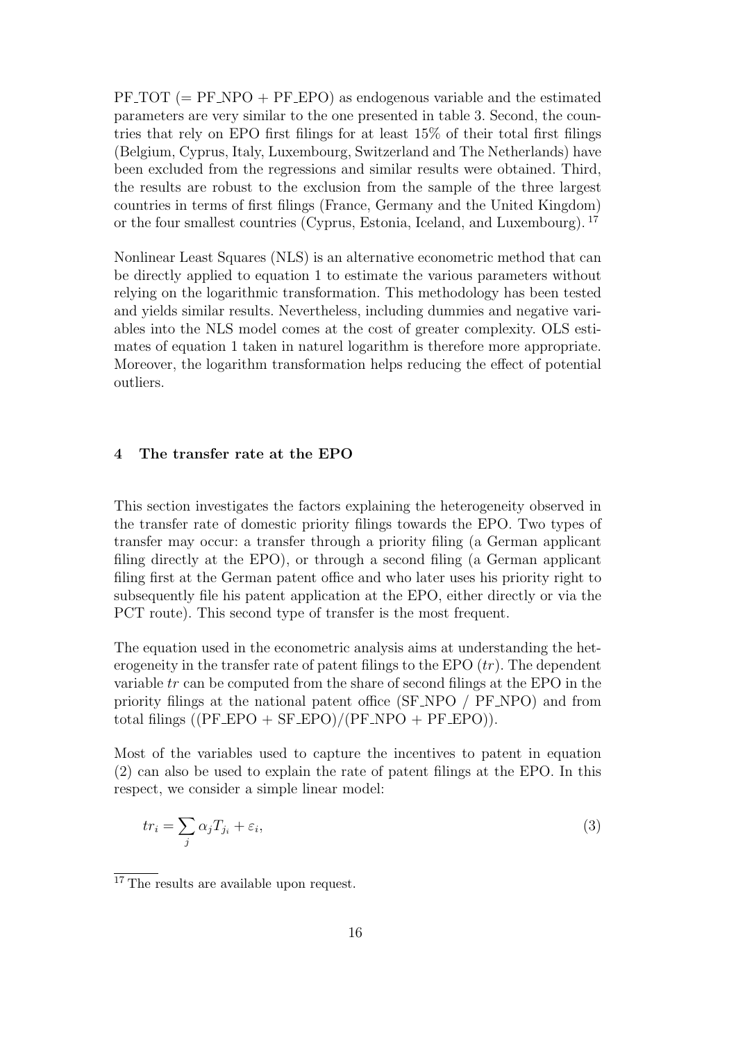PF_TOT (= PF_NPO + PF_EPO) as endogenous variable and the estimated parameters are very similar to the one presented in table 3. Second, the countries that rely on EPO first filings for at least 15% of their total first filings (Belgium, Cyprus, Italy, Luxembourg, Switzerland and The Netherlands) have been excluded from the regressions and similar results were obtained. Third, the results are robust to the exclusion from the sample of the three largest countries in terms of first filings (France, Germany and the United Kingdom) or the four smallest countries (Cyprus, Estonia, Iceland, and Luxembourg). [17]

Nonlinear Least Squares (NLS) is an alternative econometric method that can be directly applied to equation 1 to estimate the various parameters without relying on the logarithmic transformation. This methodology has been tested and yields similar results. Nevertheless, including dummies and negative variables into the NLS model comes at the cost of greater complexity. OLS estimates of equation 1 taken in naturel logarithm is therefore more appropriate. Moreover, the logarithm transformation helps reducing the effect of potential outliers.

## 4 The transfer rate at the EPO

This section investigates the factors explaining the heterogeneity observed in the transfer rate of domestic priority filings towards the EPO. Two types of transfer may occur: a transfer through a priority filing (a German applicant filing directly at the EPO), or through a second filing (a German applicant filing first at the German patent office and who later uses his priority right to subsequently file his patent application at the EPO, either directly or via the PCT route). This second type of transfer is the most frequent.

The equation used in the econometric analysis aims at understanding the heterogeneity in the transfer rate of patent filings to the EPO ($tr$). The dependent variable $tr$ can be computed from the share of second filings at the EPO in the priority filings at the national patent office (SF_NPO / PF_NPO) and from total filings ((PF_EPO + SF_EPO)/(PF_NPO + PF_EPO)).

Most of the variables used to capture the incentives to patent in equation (2) can also be used to explain the rate of patent filings at the EPO. In this respect, we consider a simple linear model:

$$tr_i = \sum_j \alpha_j T_{j_i} + \varepsilon_i, \tag{3}$$

[17] The results are available upon request.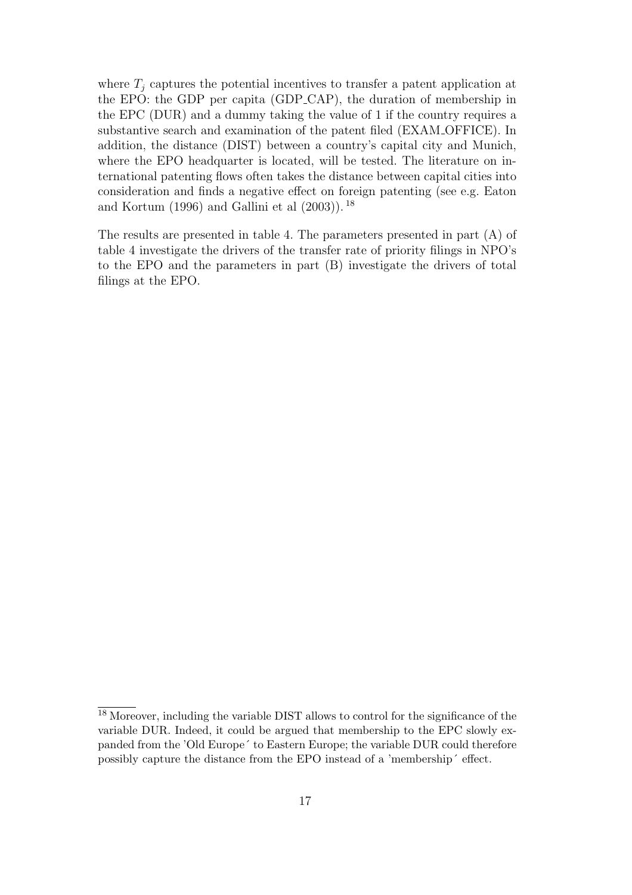where $T_j$ captures the potential incentives to transfer a patent application at the EPO: the GDP per capita (GDP_CAP), the duration of membership in the EPC (DUR) and a dummy taking the value of 1 if the country requires a substantive search and examination of the patent filed (EXAM_OFFICE). In addition, the distance (DIST) between a country's capital city and Munich, where the EPO headquarter is located, will be tested. The literature on international patenting flows often takes the distance between capital cities into consideration and finds a negative effect on foreign patenting (see e.g. Eaton and Kortum (1996) and Gallini et al (2003)). [18]

The results are presented in table 4. The parameters presented in part (A) of table 4 investigate the drivers of the transfer rate of priority filings in NPO's to the EPO and the parameters in part (B) investigate the drivers of total filings at the EPO.

[18] Moreover, including the variable DIST allows to control for the significance of the variable DUR. Indeed, it could be argued that membership to the EPC slowly expanded from the 'Old Europe´ to Eastern Europe; the variable DUR could therefore possibly capture the distance from the EPO instead of a 'membership´ effect.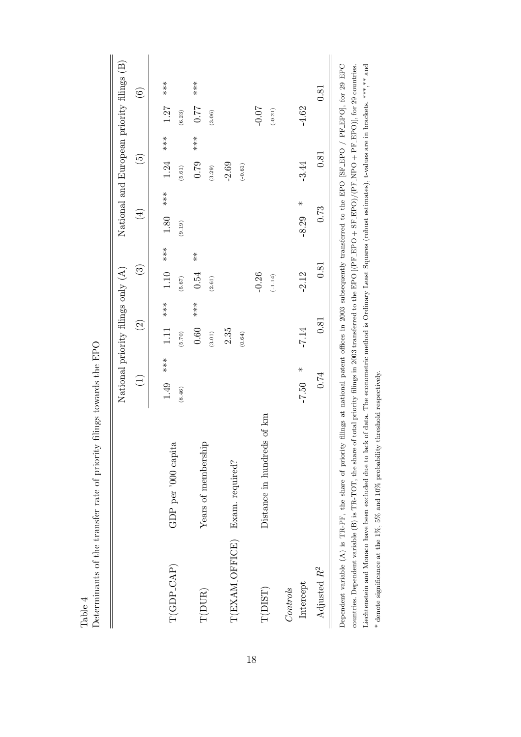Table 4
Determinants of the transfer rate of priority filings towards the EPO

| | | National priority filings only (A) | | | National and European priority filings (B) | | |
|---|---|---|---|---|---|---|---|
| | | (1) | (2) | (3) | (4) | (5) | (6) |
| T(GDP_CAP) | GDP per '000 capita | 1.49 *** (8.46) | 1.11 *** (5.70) | 1.10 *** (5.67) | 1.80 *** (9.19) | 1.24 *** (5.61) | 1.27 *** (6.23) |
| T(DUR) | Years of membership | | 0.60 *** (3.01) | 0.54 ** (2.61) | | 0.79 *** (3.29) | 0.77 *** (3.06) |
| T(EXAM_OFFICE) | Exam. required? | | 2.35 (0.64) | | | -2.69 (-0.61) | |
| T(DIST) | Distance in hundreds of km | | | -0.26 (-1.14) | | | -0.07 (-0.21) |
| *Controls* | | | | | | | |
| Intercept | | -7.50 * | -7.14 | -2.12 | -8.29 * | -3.44 | -4.62 |
| Adjusted $R^2$ | | 0.74 | 0.81 | 0.81 | 0.73 | 0.81 | 0.81 |

Dependent variable (A) is TR-PF, the share of priority filings at national patent offices in 2003 subsequently transferred to the EPO [SF_EPO / PF_EPO], for 29 EPC countries. Dependent variable (B) is TR-TOT, the share of total priority filings in 2003 transferred to the EPO [(PF_EPO + SF_EPO)/(PF_NPO + PF_EPO)], for 29 countries. Liechtenstein and Monaco have been excluded due to lack of data. The econometric method is Ordinary Least Squares (robust estimates), t-values are in brackets. ***,** and * denote significance at the 1%, 5% and 10% probability threshold respectively.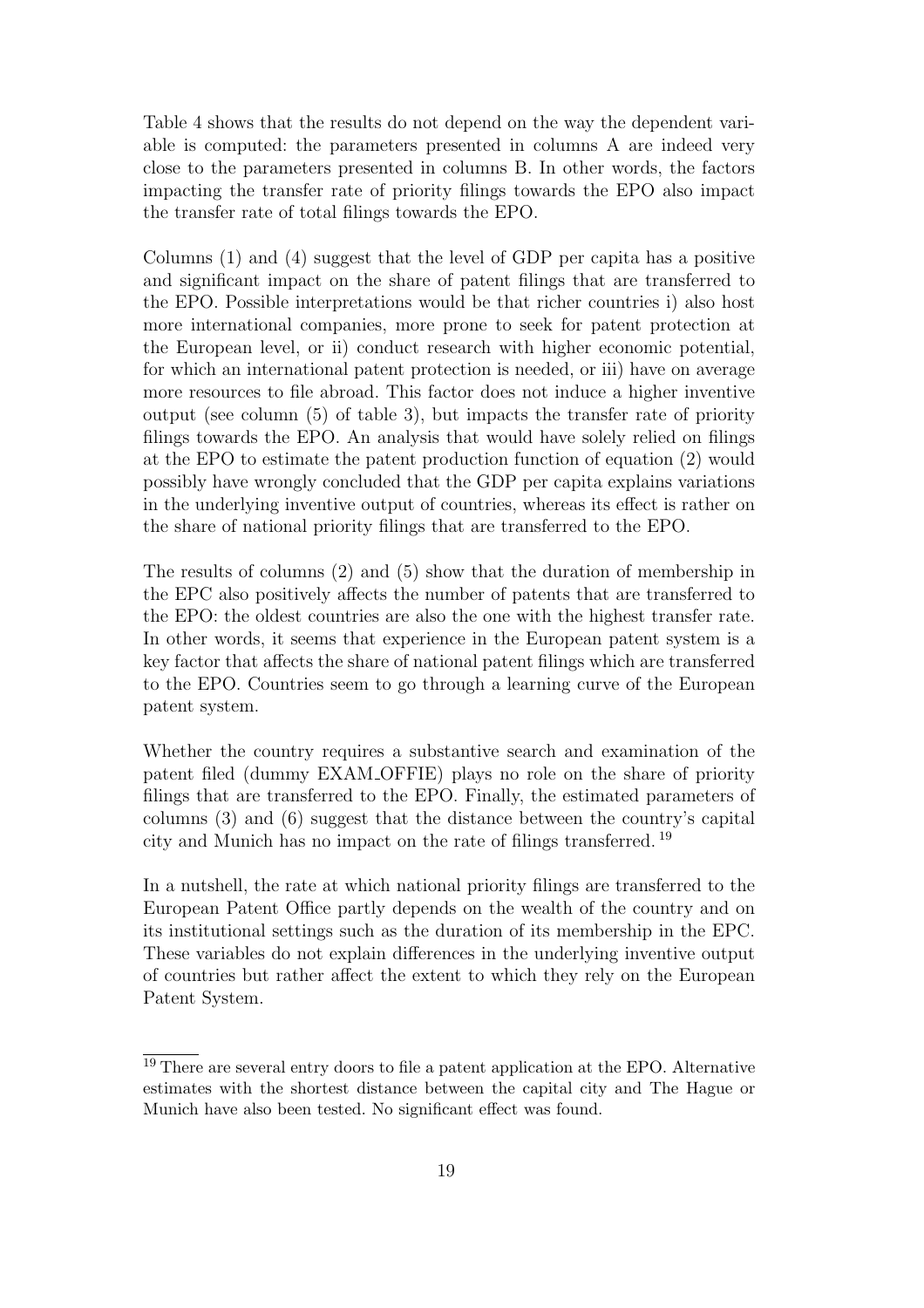Table 4 shows that the results do not depend on the way the dependent variable is computed: the parameters presented in columns A are indeed very close to the parameters presented in columns B. In other words, the factors impacting the transfer rate of priority filings towards the EPO also impact the transfer rate of total filings towards the EPO.

Columns (1) and (4) suggest that the level of GDP per capita has a positive and significant impact on the share of patent filings that are transferred to the EPO. Possible interpretations would be that richer countries i) also host more international companies, more prone to seek for patent protection at the European level, or ii) conduct research with higher economic potential, for which an international patent protection is needed, or iii) have on average more resources to file abroad. This factor does not induce a higher inventive output (see column (5) of table 3), but impacts the transfer rate of priority filings towards the EPO. An analysis that would have solely relied on filings at the EPO to estimate the patent production function of equation (2) would possibly have wrongly concluded that the GDP per capita explains variations in the underlying inventive output of countries, whereas its effect is rather on the share of national priority filings that are transferred to the EPO.

The results of columns (2) and (5) show that the duration of membership in the EPC also positively affects the number of patents that are transferred to the EPO: the oldest countries are also the one with the highest transfer rate. In other words, it seems that experience in the European patent system is a key factor that affects the share of national patent filings which are transferred to the EPO. Countries seem to go through a learning curve of the European patent system.

Whether the country requires a substantive search and examination of the patent filed (dummy EXAM_OFFIE) plays no role on the share of priority filings that are transferred to the EPO. Finally, the estimated parameters of columns (3) and (6) suggest that the distance between the country's capital city and Munich has no impact on the rate of filings transferred.[19]

In a nutshell, the rate at which national priority filings are transferred to the European Patent Office partly depends on the wealth of the country and on its institutional settings such as the duration of its membership in the EPC. These variables do not explain differences in the underlying inventive output of countries but rather affect the extent to which they rely on the European Patent System.

[19] There are several entry doors to file a patent application at the EPO. Alternative estimates with the shortest distance between the capital city and The Hague or Munich have also been tested. No significant effect was found.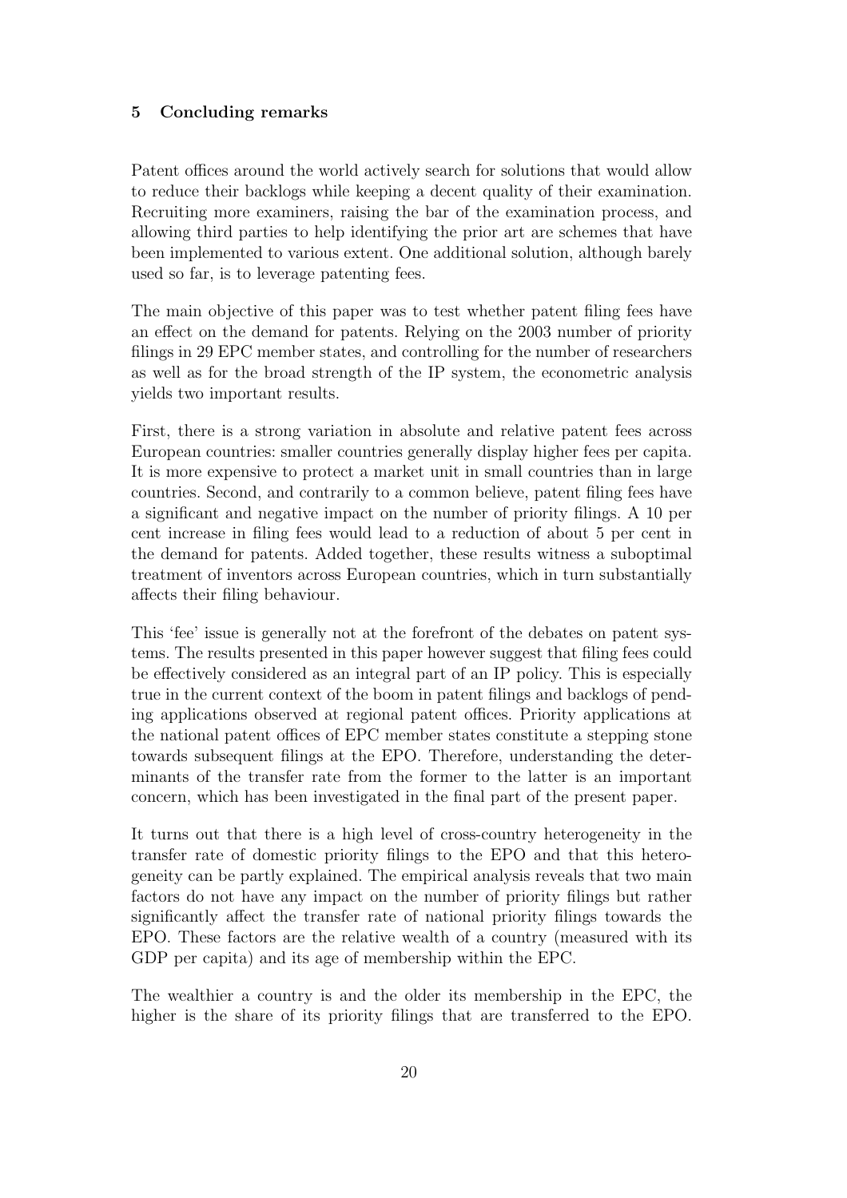## 5 Concluding remarks

Patent offices around the world actively search for solutions that would allow to reduce their backlogs while keeping a decent quality of their examination. Recruiting more examiners, raising the bar of the examination process, and allowing third parties to help identifying the prior art are schemes that have been implemented to various extent. One additional solution, although barely used so far, is to leverage patenting fees.

The main objective of this paper was to test whether patent filing fees have an effect on the demand for patents. Relying on the 2003 number of priority filings in 29 EPC member states, and controlling for the number of researchers as well as for the broad strength of the IP system, the econometric analysis yields two important results.

First, there is a strong variation in absolute and relative patent fees across European countries: smaller countries generally display higher fees per capita. It is more expensive to protect a market unit in small countries than in large countries. Second, and contrarily to a common believe, patent filing fees have a significant and negative impact on the number of priority filings. A 10 per cent increase in filing fees would lead to a reduction of about 5 per cent in the demand for patents. Added together, these results witness a suboptimal treatment of inventors across European countries, which in turn substantially affects their filing behaviour.

This 'fee' issue is generally not at the forefront of the debates on patent systems. The results presented in this paper however suggest that filing fees could be effectively considered as an integral part of an IP policy. This is especially true in the current context of the boom in patent filings and backlogs of pending applications observed at regional patent offices. Priority applications at the national patent offices of EPC member states constitute a stepping stone towards subsequent filings at the EPO. Therefore, understanding the determinants of the transfer rate from the former to the latter is an important concern, which has been investigated in the final part of the present paper.

It turns out that there is a high level of cross-country heterogeneity in the transfer rate of domestic priority filings to the EPO and that this heterogeneity can be partly explained. The empirical analysis reveals that two main factors do not have any impact on the number of priority filings but rather significantly affect the transfer rate of national priority filings towards the EPO. These factors are the relative wealth of a country (measured with its GDP per capita) and its age of membership within the EPC.

The wealthier a country is and the older its membership in the EPC, the higher is the share of its priority filings that are transferred to the EPO.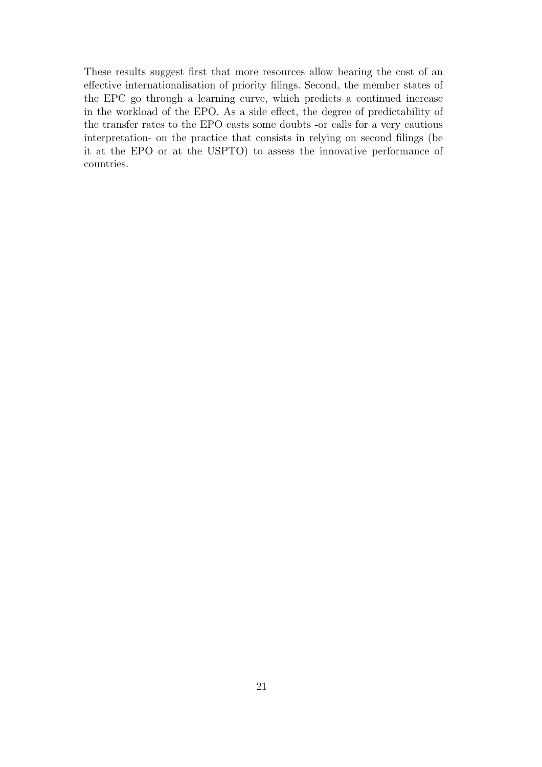These results suggest first that more resources allow bearing the cost of an effective internationalisation of priority filings. Second, the member states of the EPC go through a learning curve, which predicts a continued increase in the workload of the EPO. As a side effect, the degree of predictability of the transfer rates to the EPO casts some doubts -or calls for a very cautious interpretation- on the practice that consists in relying on second filings (be it at the EPO or at the USPTO) to assess the innovative performance of countries.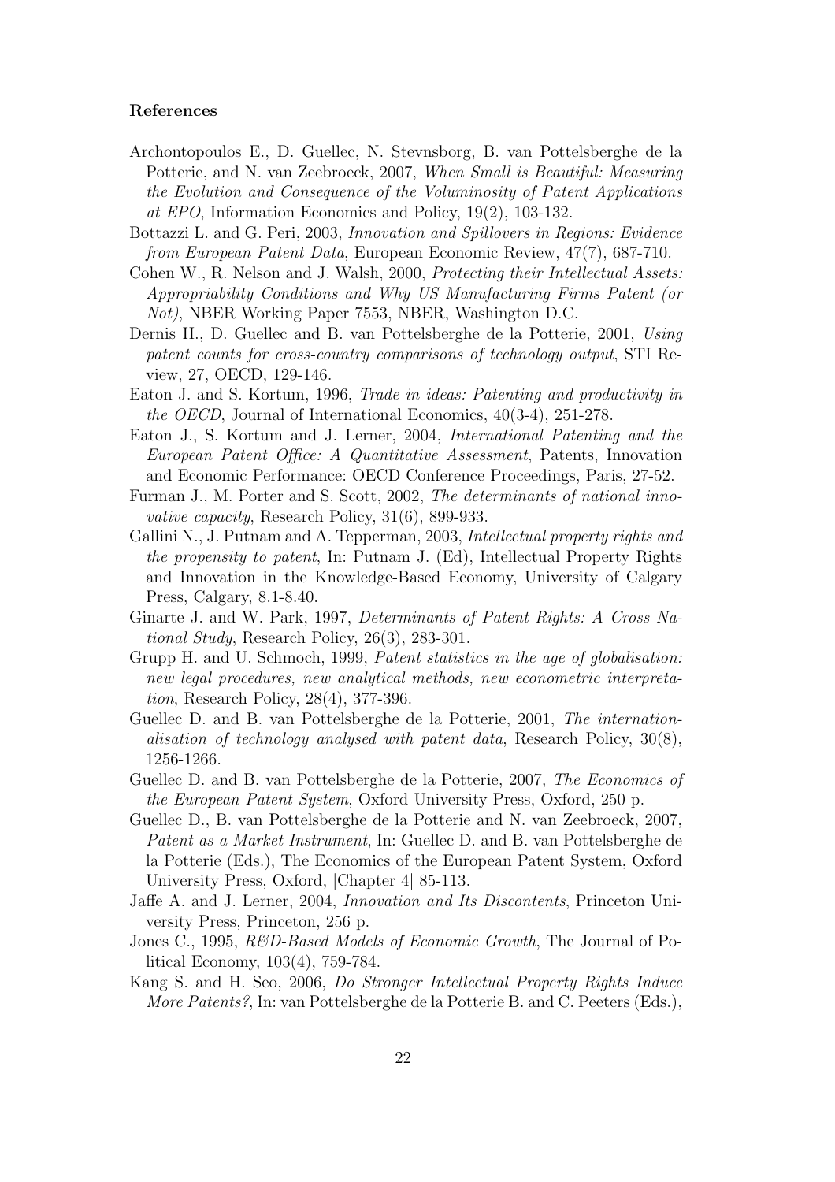**References**

Archontopoulos E., D. Guellec, N. Stevnsborg, B. van Pottelsberghe de la Potterie, and N. van Zeebroeck, 2007, *When Small is Beautiful: Measuring the Evolution and Consequence of the Voluminosity of Patent Applications at EPO*, Information Economics and Policy, 19(2), 103-132.

Bottazzi L. and G. Peri, 2003, *Innovation and Spillovers in Regions: Evidence from European Patent Data*, European Economic Review, 47(7), 687-710.

Cohen W., R. Nelson and J. Walsh, 2000, *Protecting their Intellectual Assets: Appropriability Conditions and Why US Manufacturing Firms Patent (or Not)*, NBER Working Paper 7553, NBER, Washington D.C.

Dernis H., D. Guellec and B. van Pottelsberghe de la Potterie, 2001, *Using patent counts for cross-country comparisons of technology output*, STI Review, 27, OECD, 129-146.

Eaton J. and S. Kortum, 1996, *Trade in ideas: Patenting and productivity in the OECD*, Journal of International Economics, 40(3-4), 251-278.

Eaton J., S. Kortum and J. Lerner, 2004, *International Patenting and the European Patent Office: A Quantitative Assessment*, Patents, Innovation and Economic Performance: OECD Conference Proceedings, Paris, 27-52.

Furman J., M. Porter and S. Scott, 2002, *The determinants of national innovative capacity*, Research Policy, 31(6), 899-933.

Gallini N., J. Putnam and A. Tepperman, 2003, *Intellectual property rights and the propensity to patent*, In: Putnam J. (Ed), Intellectual Property Rights and Innovation in the Knowledge-Based Economy, University of Calgary Press, Calgary, 8.1-8.40.

Ginarte J. and W. Park, 1997, *Determinants of Patent Rights: A Cross National Study*, Research Policy, 26(3), 283-301.

Grupp H. and U. Schmoch, 1999, *Patent statistics in the age of globalisation: new legal procedures, new analytical methods, new econometric interpretation*, Research Policy, 28(4), 377-396.

Guellec D. and B. van Pottelsberghe de la Potterie, 2001, *The internationalisation of technology analysed with patent data*, Research Policy, 30(8), 1256-1266.

Guellec D. and B. van Pottelsberghe de la Potterie, 2007, *The Economics of the European Patent System*, Oxford University Press, Oxford, 250 p.

Guellec D., B. van Pottelsberghe de la Potterie and N. van Zeebroeck, 2007, *Patent as a Market Instrument*, In: Guellec D. and B. van Pottelsberghe de la Potterie (Eds.), The Economics of the European Patent System, Oxford University Press, Oxford, |Chapter 4| 85-113.

Jaffe A. and J. Lerner, 2004, *Innovation and Its Discontents*, Princeton University Press, Princeton, 256 p.

Jones C., 1995, *R&D-Based Models of Economic Growth*, The Journal of Political Economy, 103(4), 759-784.

Kang S. and H. Seo, 2006, *Do Stronger Intellectual Property Rights Induce More Patents?*, In: van Pottelsberghe de la Potterie B. and C. Peeters (Eds.),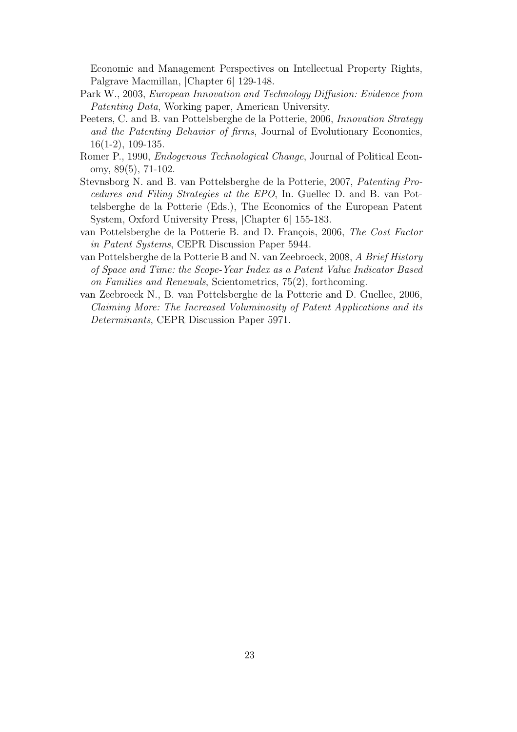Economic and Management Perspectives on Intellectual Property Rights, Palgrave Macmillan, |Chapter 6| 129-148.

Park W., 2003, *European Innovation and Technology Diffusion: Evidence from Patenting Data*, Working paper, American University.

Peeters, C. and B. van Pottelsberghe de la Potterie, 2006, *Innovation Strategy and the Patenting Behavior of firms*, Journal of Evolutionary Economics, 16(1-2), 109-135.

Romer P., 1990, *Endogenous Technological Change*, Journal of Political Economy, 89(5), 71-102.

Stevnsborg N. and B. van Pottelsberghe de la Potterie, 2007, *Patenting Procedures and Filing Strategies at the EPO*, In. Guellec D. and B. van Pottelsberghe de la Potterie (Eds.), The Economics of the European Patent System, Oxford University Press, |Chapter 6| 155-183.

van Pottelsberghe de la Potterie B. and D. François, 2006, *The Cost Factor in Patent Systems*, CEPR Discussion Paper 5944.

van Pottelsberghe de la Potterie B and N. van Zeebroeck, 2008, *A Brief History of Space and Time: the Scope-Year Index as a Patent Value Indicator Based on Families and Renewals*, Scientometrics, 75(2), forthcoming.

van Zeebroeck N., B. van Pottelsberghe de la Potterie and D. Guellec, 2006, *Claiming More: The Increased Voluminosity of Patent Applications and its Determinants*, CEPR Discussion Paper 5971.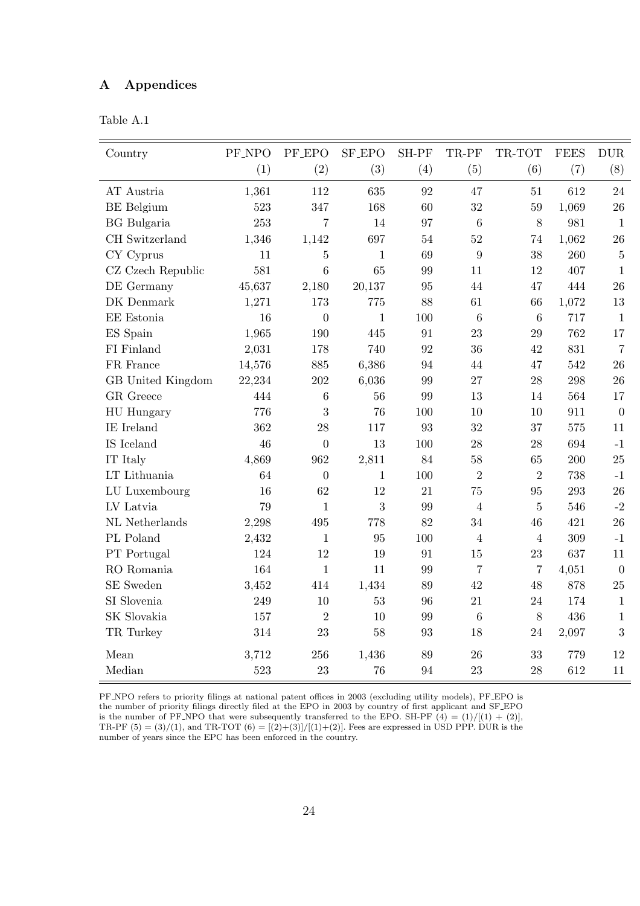# A Appendices

Table A.1

| Country | PF_NPO | PF_EPO | SF_EPO | SH-PF | TR-PF | TR-TOT | FEES | DUR |
|---|---|---|---|---|---|---|---|---|
| | (1) | (2) | (3) | (4) | (5) | (6) | (7) | (8) |
| AT Austria | 1,361 | 112 | 635 | 92 | 47 | 51 | 612 | 24 |
| BE Belgium | 523 | 347 | 168 | 60 | 32 | 59 | 1,069 | 26 |
| BG Bulgaria | 253 | 7 | 14 | 97 | 6 | 8 | 981 | 1 |
| CH Switzerland | 1,346 | 1,142 | 697 | 54 | 52 | 74 | 1,062 | 26 |
| CY Cyprus | 11 | 5 | 1 | 69 | 9 | 38 | 260 | 5 |
| CZ Czech Republic | 581 | 6 | 65 | 99 | 11 | 12 | 407 | 1 |
| DE Germany | 45,637 | 2,180 | 20,137 | 95 | 44 | 47 | 444 | 26 |
| DK Denmark | 1,271 | 173 | 775 | 88 | 61 | 66 | 1,072 | 13 |
| EE Estonia | 16 | 0 | 1 | 100 | 6 | 6 | 717 | 1 |
| ES Spain | 1,965 | 190 | 445 | 91 | 23 | 29 | 762 | 17 |
| FI Finland | 2,031 | 178 | 740 | 92 | 36 | 42 | 831 | 7 |
| FR France | 14,576 | 885 | 6,386 | 94 | 44 | 47 | 542 | 26 |
| GB United Kingdom | 22,234 | 202 | 6,036 | 99 | 27 | 28 | 298 | 26 |
| GR Greece | 444 | 6 | 56 | 99 | 13 | 14 | 564 | 17 |
| HU Hungary | 776 | 3 | 76 | 100 | 10 | 10 | 911 | 0 |
| IE Ireland | 362 | 28 | 117 | 93 | 32 | 37 | 575 | 11 |
| IS Iceland | 46 | 0 | 13 | 100 | 28 | 28 | 694 | -1 |
| IT Italy | 4,869 | 962 | 2,811 | 84 | 58 | 65 | 200 | 25 |
| LT Lithuania | 64 | 0 | 1 | 100 | 2 | 2 | 738 | -1 |
| LU Luxembourg | 16 | 62 | 12 | 21 | 75 | 95 | 293 | 26 |
| LV Latvia | 79 | 1 | 3 | 99 | 4 | 5 | 546 | -2 |
| NL Netherlands | 2,298 | 495 | 778 | 82 | 34 | 46 | 421 | 26 |
| PL Poland | 2,432 | 1 | 95 | 100 | 4 | 4 | 309 | -1 |
| PT Portugal | 124 | 12 | 19 | 91 | 15 | 23 | 637 | 11 |
| RO Romania | 164 | 1 | 11 | 99 | 7 | 7 | 4,051 | 0 |
| SE Sweden | 3,452 | 414 | 1,434 | 89 | 42 | 48 | 878 | 25 |
| SI Slovenia | 249 | 10 | 53 | 96 | 21 | 24 | 174 | 1 |
| SK Slovakia | 157 | 2 | 10 | 99 | 6 | 8 | 436 | 1 |
| TR Turkey | 314 | 23 | 58 | 93 | 18 | 24 | 2,097 | 3 |
| Mean | 3,712 | 256 | 1,436 | 89 | 26 | 33 | 779 | 12 |
| Median | 523 | 23 | 76 | 94 | 23 | 28 | 612 | 11 |

PF_NPO refers to priority filings at national patent offices in 2003 (excluding utility models), PF_EPO is the number of priority filings directly filed at the EPO in 2003 by country of first applicant and SF_EPO is the number of PF_NPO that were subsequently transferred to the EPO. SH-PF (4) = (1)/[(1) + (2)], TR-PF (5) = (3)/(1), and TR-TOT (6) = [(2)+(3)]/[(1)+(2)]. Fees are expressed in USD PPP. DUR is the number of years since the EPC has been enforced in the country.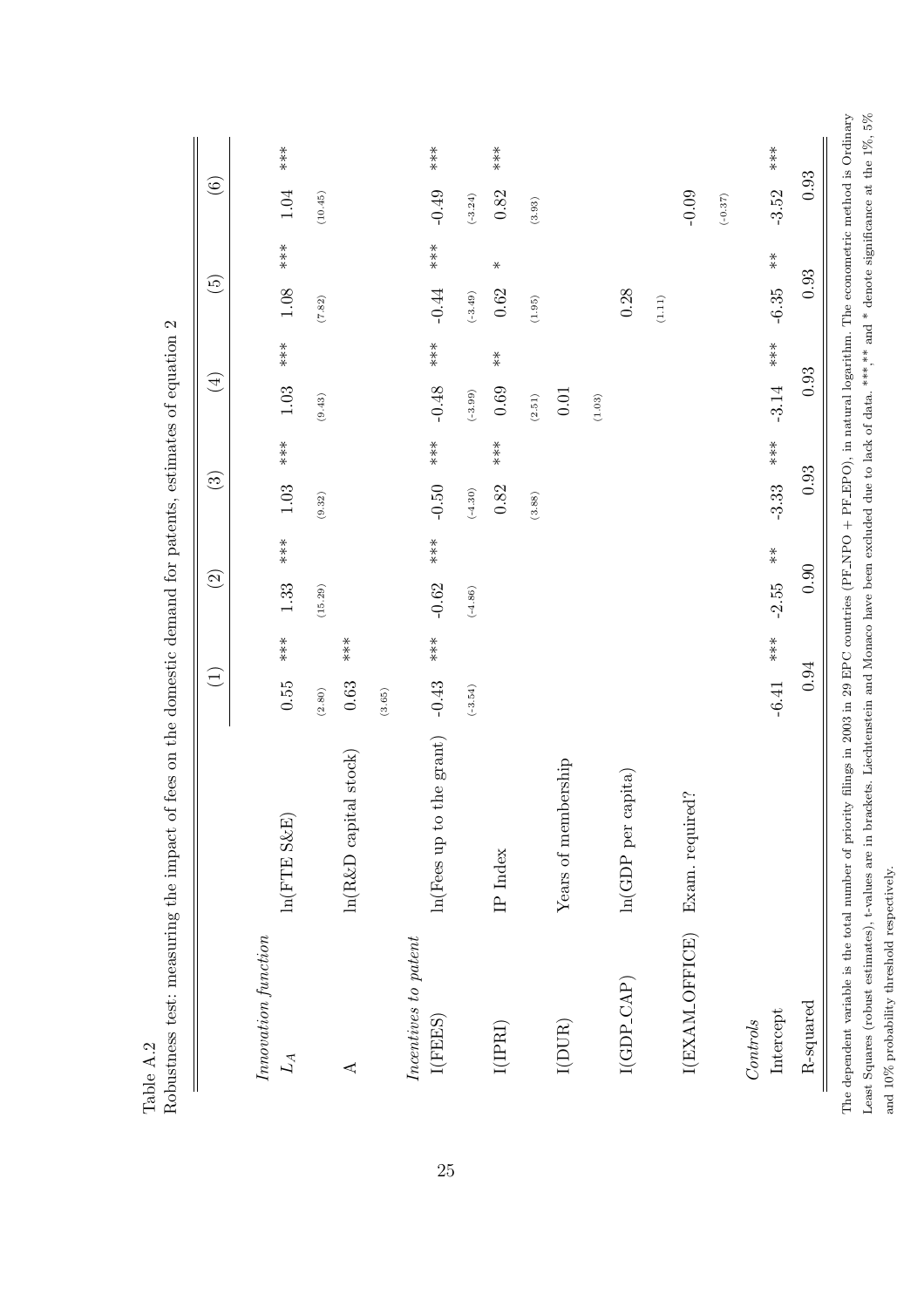Table A.2

Robustness test: measuring the impact of fees on the domestic demand for patents, estimates of equation 2

| | | (1) | (2) | (3) | (4) | (5) | (6) |
|---|---|---|---|---|---|---|---|
| *Innovation function* | | | | | | | |
| $L_A$ | ln(FTE S&E) | 0.55 *** | 1.33 *** | 1.03 *** | 1.03 *** | 1.08 *** | 1.04 *** |
| | | (2.80) | (15.29) | (9.32) | (9.43) | (7.82) | (10.45) |
| A | ln(R&D capital stock) | 0.63 *** | | | | | |
| | | (3.65) | | | | | |
| *Incentives to patent* | | | | | | | |
| I(FEES) | ln(Fees up to the grant) | -0.43 *** | -0.62 *** | -0.50 *** | -0.48 *** | -0.44 *** | -0.49 *** |
| | | (-3.54) | (-4.86) | (-4.30) | (-3.99) | (-3.49) | (-3.24) |
| I(IPRI) | IP Index | | | 0.82 *** | 0.69 ** | 0.62 * | 0.82 *** |
| | | | | (3.88) | (2.51) | (1.95) | (3.93) |
| I(DUR) | Years of membership | | | | 0.01 | | |
| | | | | | (1.03) | | |
| I(GDP_CAP) | ln(GDP per capita) | | | | | 0.28 | |
| | | | | | | (1.11) | |
| I(EXAM_OFFICE) | Exam. required? | | | | | | -0.09 |
| | | | | | | | (-0.37) |
| *Controls* | | | | | | | |
| Intercept | | -6.41 *** | -2.55 ** | -3.33 *** | -3.14 *** | -6.35 ** | -3.52 *** |
| R-squared | | 0.94 | 0.90 | 0.93 | 0.93 | 0.93 | 0.93 |

The dependent variable is the total number of priority filings in 2003 in 29 EPC countries (PF_NPO + PF_EPO), in natural logarithm. The econometric method is Ordinary Least Squares (robust estimates), t-values are in brackets. Liechtenstein and Monaco have been excluded due to lack of data. ***,** and * denote significance at the 1%, 5% and 10% probability threshold respectively.